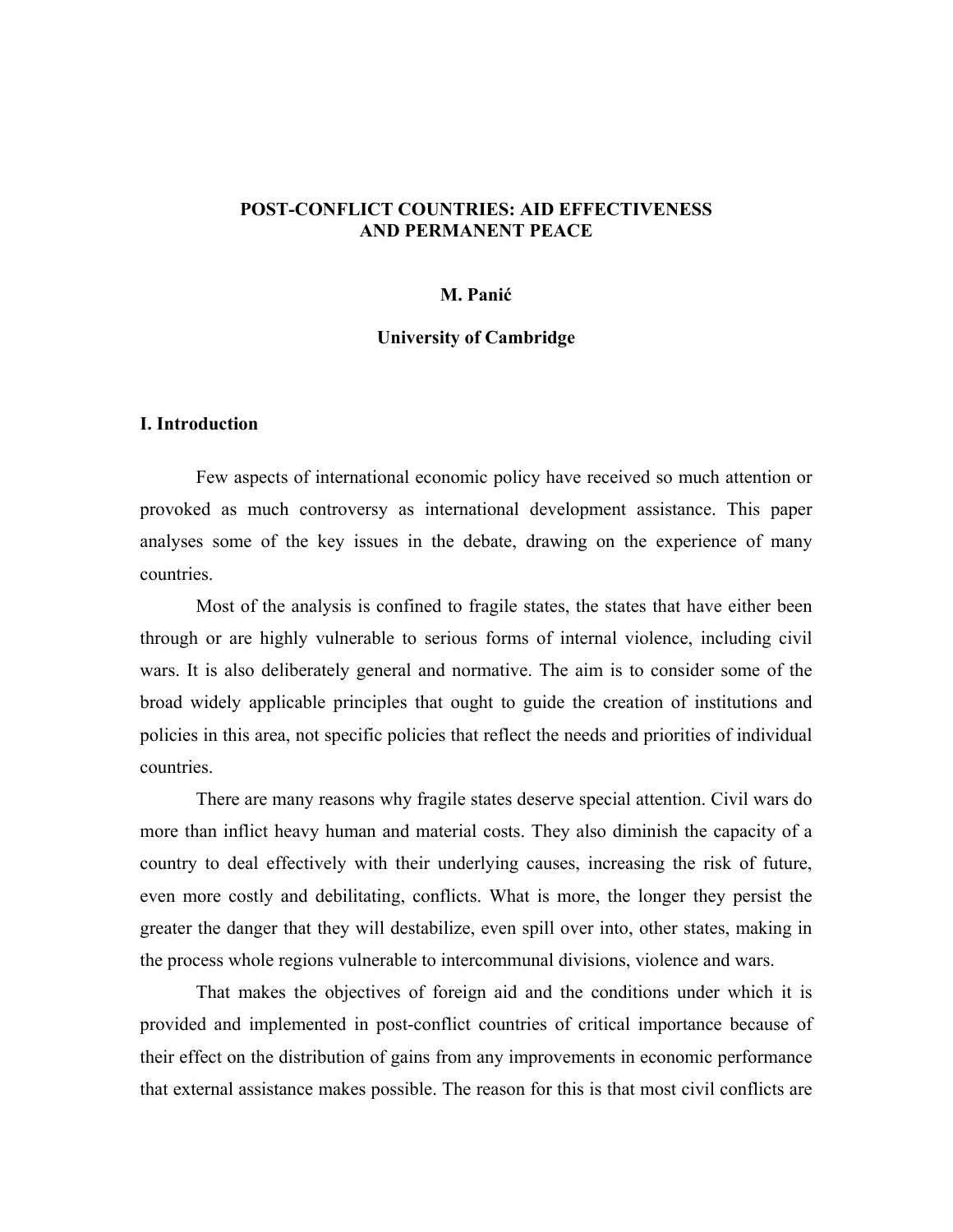# POST-CONFLICT COUNTRIES: AID EFFECTIVENESS AND PERMANENT PEACE

**M. Panić**

**University of Cambridge**

## I. Introduction

Few aspects of international economic policy have received so much attention or provoked as much controversy as international development assistance. This paper analyses some of the key issues in the debate, drawing on the experience of many countries.

Most of the analysis is confined to fragile states, the states that have either been through or are highly vulnerable to serious forms of internal violence, including civil wars. It is also deliberately general and normative. The aim is to consider some of the broad widely applicable principles that ought to guide the creation of institutions and policies in this area, not specific policies that reflect the needs and priorities of individual countries.

There are many reasons why fragile states deserve special attention. Civil wars do more than inflict heavy human and material costs. They also diminish the capacity of a country to deal effectively with their underlying causes, increasing the risk of future, even more costly and debilitating, conflicts. What is more, the longer they persist the greater the danger that they will destabilize, even spill over into, other states, making in the process whole regions vulnerable to intercommunal divisions, violence and wars.

That makes the objectives of foreign aid and the conditions under which it is provided and implemented in post-conflict countries of critical importance because of their effect on the distribution of gains from any improvements in economic performance that external assistance makes possible. The reason for this is that most civil conflicts are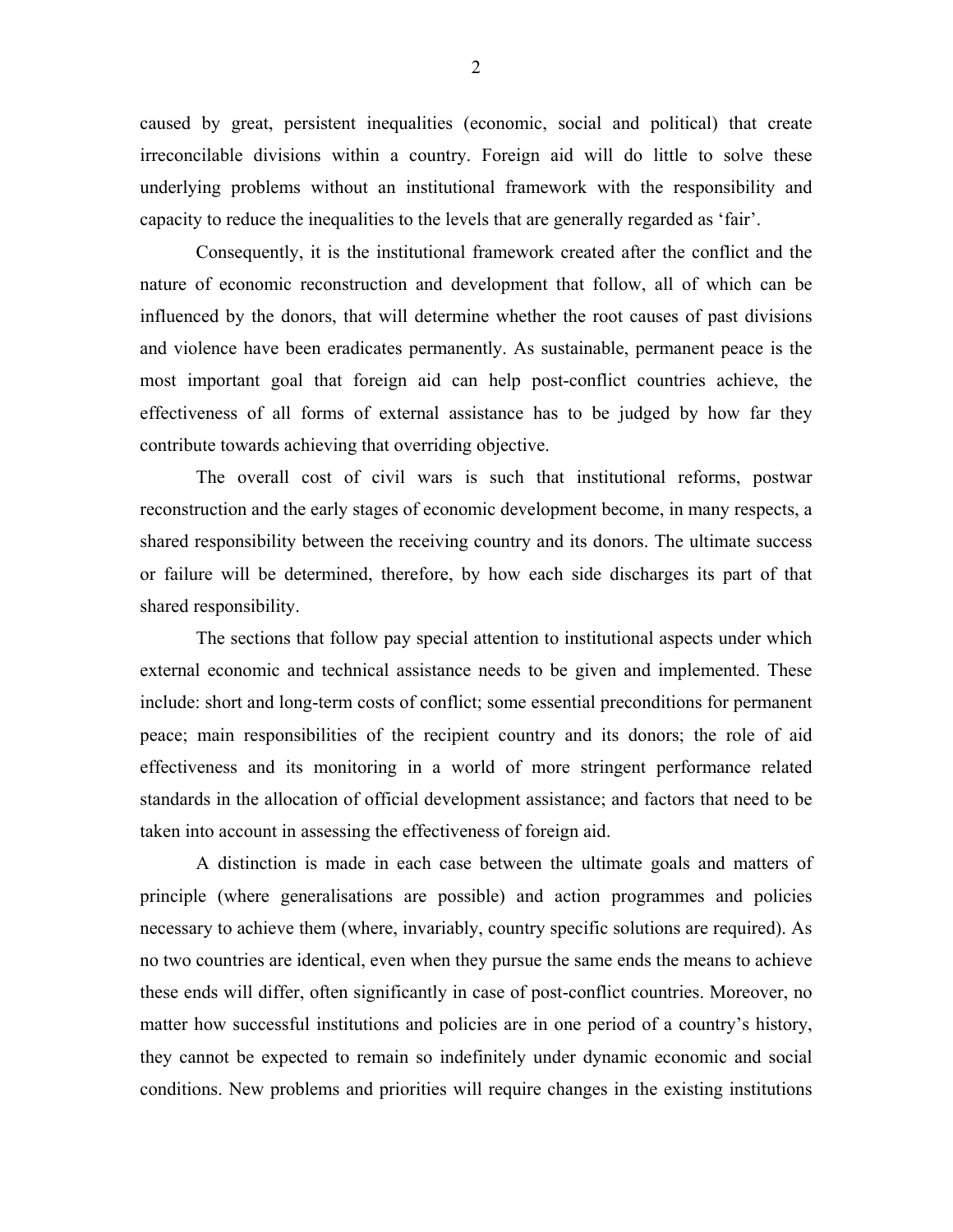caused by great, persistent inequalities (economic, social and political) that create irreconcilable divisions within a country. Foreign aid will do little to solve these underlying problems without an institutional framework with the responsibility and capacity to reduce the inequalities to the levels that are generally regarded as 'fair'.

Consequently, it is the institutional framework created after the conflict and the nature of economic reconstruction and development that follow, all of which can be influenced by the donors, that will determine whether the root causes of past divisions and violence have been eradicates permanently. As sustainable, permanent peace is the most important goal that foreign aid can help post-conflict countries achieve, the effectiveness of all forms of external assistance has to be judged by how far they contribute towards achieving that overriding objective.

The overall cost of civil wars is such that institutional reforms, postwar reconstruction and the early stages of economic development become, in many respects, a shared responsibility between the receiving country and its donors. The ultimate success or failure will be determined, therefore, by how each side discharges its part of that shared responsibility.

The sections that follow pay special attention to institutional aspects under which external economic and technical assistance needs to be given and implemented. These include: short and long-term costs of conflict; some essential preconditions for permanent peace; main responsibilities of the recipient country and its donors; the role of aid effectiveness and its monitoring in a world of more stringent performance related standards in the allocation of official development assistance; and factors that need to be taken into account in assessing the effectiveness of foreign aid.

A distinction is made in each case between the ultimate goals and matters of principle (where generalisations are possible) and action programmes and policies necessary to achieve them (where, invariably, country specific solutions are required). As no two countries are identical, even when they pursue the same ends the means to achieve these ends will differ, often significantly in case of post-conflict countries. Moreover, no matter how successful institutions and policies are in one period of a country's history, they cannot be expected to remain so indefinitely under dynamic economic and social conditions. New problems and priorities will require changes in the existing institutions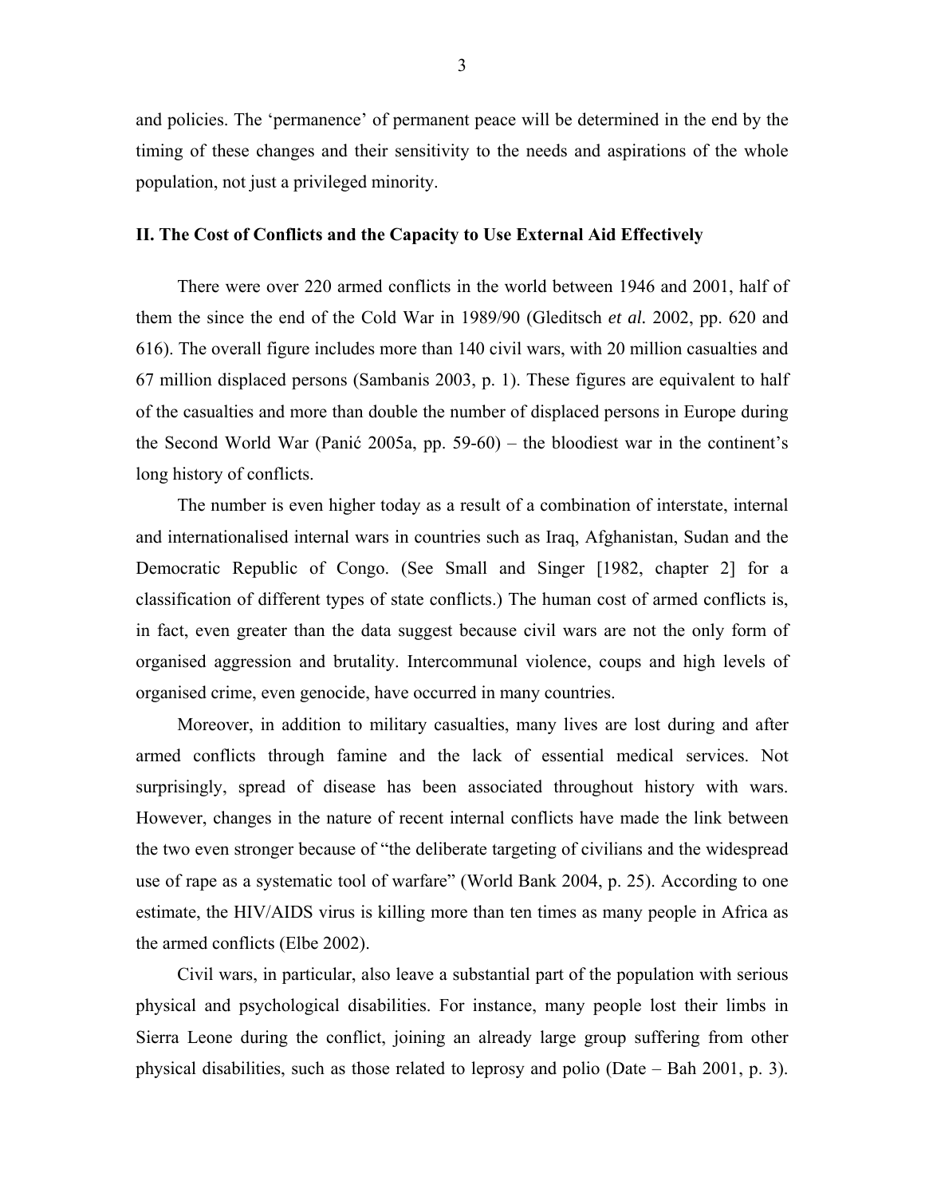and policies. The 'permanence' of permanent peace will be determined in the end by the timing of these changes and their sensitivity to the needs and aspirations of the whole population, not just a privileged minority.

## II. The Cost of Conflicts and the Capacity to Use External Aid Effectively

There were over 220 armed conflicts in the world between 1946 and 2001, half of them the since the end of the Cold War in 1989/90 (Gleditsch *et al.* 2002, pp. 620 and 616). The overall figure includes more than 140 civil wars, with 20 million casualties and 67 million displaced persons (Sambanis 2003, p. 1). These figures are equivalent to half of the casualties and more than double the number of displaced persons in Europe during the Second World War (Panić 2005a, pp. 59-60) – the bloodiest war in the continent's long history of conflicts.

The number is even higher today as a result of a combination of interstate, internal and internationalised internal wars in countries such as Iraq, Afghanistan, Sudan and the Democratic Republic of Congo. (See Small and Singer [1982, chapter 2] for a classification of different types of state conflicts.) The human cost of armed conflicts is, in fact, even greater than the data suggest because civil wars are not the only form of organised aggression and brutality. Intercommunal violence, coups and high levels of organised crime, even genocide, have occurred in many countries.

Moreover, in addition to military casualties, many lives are lost during and after armed conflicts through famine and the lack of essential medical services. Not surprisingly, spread of disease has been associated throughout history with wars. However, changes in the nature of recent internal conflicts have made the link between the two even stronger because of "the deliberate targeting of civilians and the widespread use of rape as a systematic tool of warfare" (World Bank 2004, p. 25). According to one estimate, the HIV/AIDS virus is killing more than ten times as many people in Africa as the armed conflicts (Elbe 2002).

Civil wars, in particular, also leave a substantial part of the population with serious physical and psychological disabilities. For instance, many people lost their limbs in Sierra Leone during the conflict, joining an already large group suffering from other physical disabilities, such as those related to leprosy and polio (Date – Bah 2001, p. 3).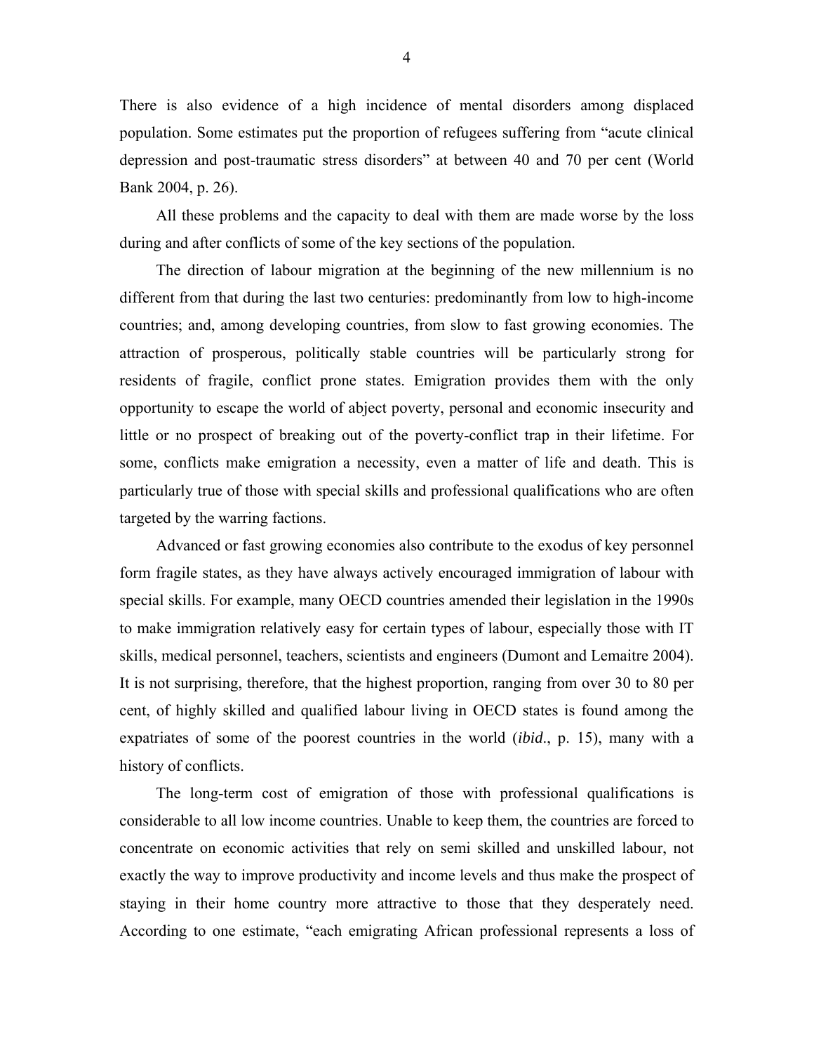There is also evidence of a high incidence of mental disorders among displaced population. Some estimates put the proportion of refugees suffering from "acute clinical depression and post-traumatic stress disorders" at between 40 and 70 per cent (World Bank 2004, p. 26).

All these problems and the capacity to deal with them are made worse by the loss during and after conflicts of some of the key sections of the population.

The direction of labour migration at the beginning of the new millennium is no different from that during the last two centuries: predominantly from low to high-income countries; and, among developing countries, from slow to fast growing economies. The attraction of prosperous, politically stable countries will be particularly strong for residents of fragile, conflict prone states. Emigration provides them with the only opportunity to escape the world of abject poverty, personal and economic insecurity and little or no prospect of breaking out of the poverty-conflict trap in their lifetime. For some, conflicts make emigration a necessity, even a matter of life and death. This is particularly true of those with special skills and professional qualifications who are often targeted by the warring factions.

Advanced or fast growing economies also contribute to the exodus of key personnel form fragile states, as they have always actively encouraged immigration of labour with special skills. For example, many OECD countries amended their legislation in the 1990s to make immigration relatively easy for certain types of labour, especially those with IT skills, medical personnel, teachers, scientists and engineers (Dumont and Lemaitre 2004). It is not surprising, therefore, that the highest proportion, ranging from over 30 to 80 per cent, of highly skilled and qualified labour living in OECD states is found among the expatriates of some of the poorest countries in the world (*ibid*., p. 15), many with a history of conflicts.

The long-term cost of emigration of those with professional qualifications is considerable to all low income countries. Unable to keep them, the countries are forced to concentrate on economic activities that rely on semi skilled and unskilled labour, not exactly the way to improve productivity and income levels and thus make the prospect of staying in their home country more attractive to those that they desperately need. According to one estimate, "each emigrating African professional represents a loss of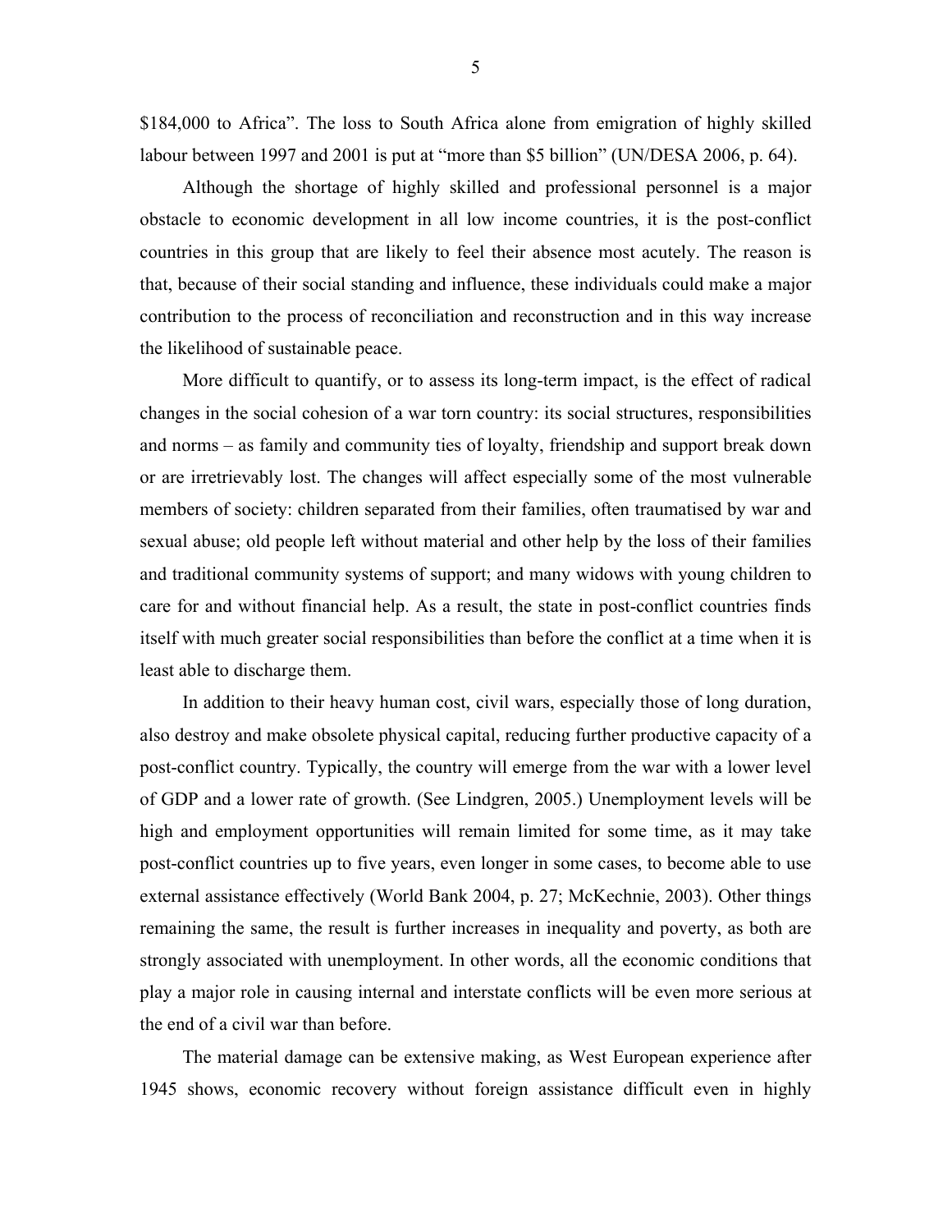$184,000 to Africa". The loss to South Africa alone from emigration of highly skilled labour between 1997 and 2001 is put at "more than $5 billion" (UN/DESA 2006, p. 64).

Although the shortage of highly skilled and professional personnel is a major obstacle to economic development in all low income countries, it is the post-conflict countries in this group that are likely to feel their absence most acutely. The reason is that, because of their social standing and influence, these individuals could make a major contribution to the process of reconciliation and reconstruction and in this way increase the likelihood of sustainable peace.

More difficult to quantify, or to assess its long-term impact, is the effect of radical changes in the social cohesion of a war torn country: its social structures, responsibilities and norms – as family and community ties of loyalty, friendship and support break down or are irretrievably lost. The changes will affect especially some of the most vulnerable members of society: children separated from their families, often traumatised by war and sexual abuse; old people left without material and other help by the loss of their families and traditional community systems of support; and many widows with young children to care for and without financial help. As a result, the state in post-conflict countries finds itself with much greater social responsibilities than before the conflict at a time when it is least able to discharge them.

In addition to their heavy human cost, civil wars, especially those of long duration, also destroy and make obsolete physical capital, reducing further productive capacity of a post-conflict country. Typically, the country will emerge from the war with a lower level of GDP and a lower rate of growth. (See Lindgren, 2005.) Unemployment levels will be high and employment opportunities will remain limited for some time, as it may take post-conflict countries up to five years, even longer in some cases, to become able to use external assistance effectively (World Bank 2004, p. 27; McKechnie, 2003). Other things remaining the same, the result is further increases in inequality and poverty, as both are strongly associated with unemployment. In other words, all the economic conditions that play a major role in causing internal and interstate conflicts will be even more serious at the end of a civil war than before.

The material damage can be extensive making, as West European experience after 1945 shows, economic recovery without foreign assistance difficult even in highly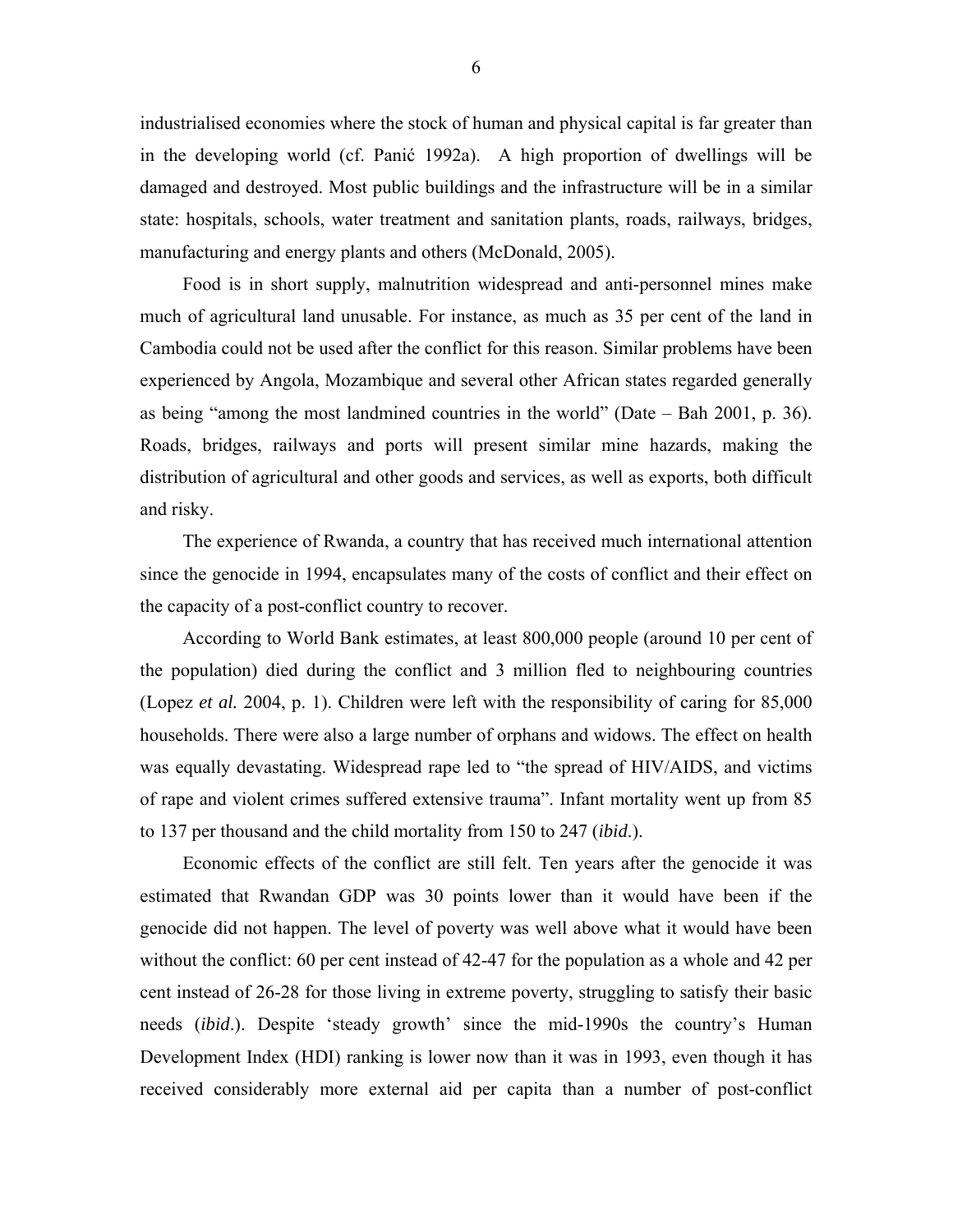industrialised economies where the stock of human and physical capital is far greater than in the developing world (cf. Panić 1992a). A high proportion of dwellings will be damaged and destroyed. Most public buildings and the infrastructure will be in a similar state: hospitals, schools, water treatment and sanitation plants, roads, railways, bridges, manufacturing and energy plants and others (McDonald, 2005).

Food is in short supply, malnutrition widespread and anti-personnel mines make much of agricultural land unusable. For instance, as much as 35 per cent of the land in Cambodia could not be used after the conflict for this reason. Similar problems have been experienced by Angola, Mozambique and several other African states regarded generally as being "among the most landmined countries in the world" (Date – Bah 2001, p. 36). Roads, bridges, railways and ports will present similar mine hazards, making the distribution of agricultural and other goods and services, as well as exports, both difficult and risky.

The experience of Rwanda, a country that has received much international attention since the genocide in 1994, encapsulates many of the costs of conflict and their effect on the capacity of a post-conflict country to recover.

According to World Bank estimates, at least 800,000 people (around 10 per cent of the population) died during the conflict and 3 million fled to neighbouring countries (Lopez *et al.* 2004, p. 1). Children were left with the responsibility of caring for 85,000 households. There were also a large number of orphans and widows. The effect on health was equally devastating. Widespread rape led to "the spread of HIV/AIDS, and victims of rape and violent crimes suffered extensive trauma". Infant mortality went up from 85 to 137 per thousand and the child mortality from 150 to 247 (*ibid*.).

Economic effects of the conflict are still felt. Ten years after the genocide it was estimated that Rwandan GDP was 30 points lower than it would have been if the genocide did not happen. The level of poverty was well above what it would have been without the conflict: 60 per cent instead of 42-47 for the population as a whole and 42 per cent instead of 26-28 for those living in extreme poverty, struggling to satisfy their basic needs (*ibid*.). Despite 'steady growth' since the mid-1990s the country's Human Development Index (HDI) ranking is lower now than it was in 1993, even though it has received considerably more external aid per capita than a number of post-conflict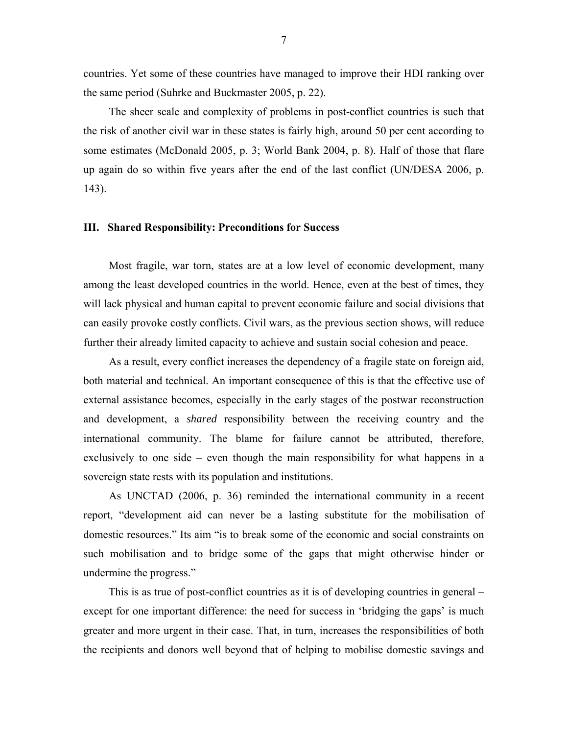countries. Yet some of these countries have managed to improve their HDI ranking over the same period (Suhrke and Buckmaster 2005, p. 22).

The sheer scale and complexity of problems in post-conflict countries is such that the risk of another civil war in these states is fairly high, around 50 per cent according to some estimates (McDonald 2005, p. 3; World Bank 2004, p. 8). Half of those that flare up again do so within five years after the end of the last conflict (UN/DESA 2006, p. 143).

## III. Shared Responsibility: Preconditions for Success

Most fragile, war torn, states are at a low level of economic development, many among the least developed countries in the world. Hence, even at the best of times, they will lack physical and human capital to prevent economic failure and social divisions that can easily provoke costly conflicts. Civil wars, as the previous section shows, will reduce further their already limited capacity to achieve and sustain social cohesion and peace.

As a result, every conflict increases the dependency of a fragile state on foreign aid, both material and technical. An important consequence of this is that the effective use of external assistance becomes, especially in the early stages of the postwar reconstruction and development, a *shared* responsibility between the receiving country and the international community. The blame for failure cannot be attributed, therefore, exclusively to one side – even though the main responsibility for what happens in a sovereign state rests with its population and institutions.

As UNCTAD (2006, p. 36) reminded the international community in a recent report, "development aid can never be a lasting substitute for the mobilisation of domestic resources." Its aim "is to break some of the economic and social constraints on such mobilisation and to bridge some of the gaps that might otherwise hinder or undermine the progress."

This is as true of post-conflict countries as it is of developing countries in general – except for one important difference: the need for success in 'bridging the gaps' is much greater and more urgent in their case. That, in turn, increases the responsibilities of both the recipients and donors well beyond that of helping to mobilise domestic savings and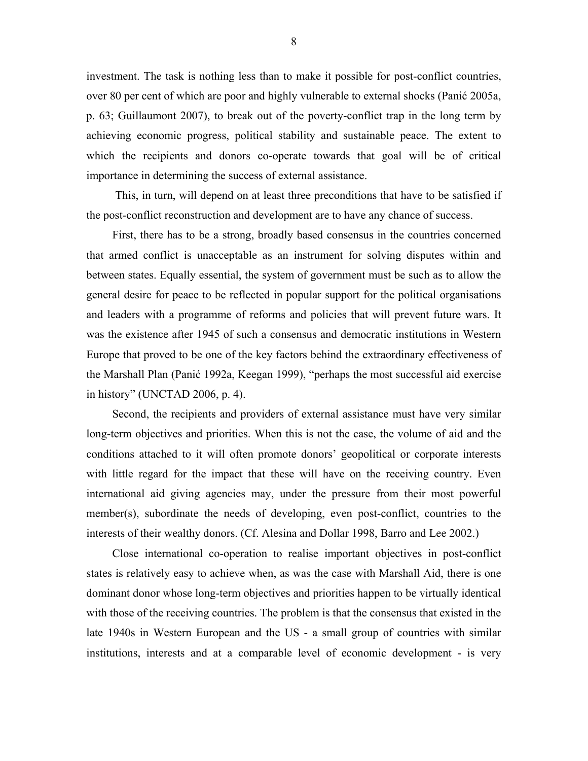investment. The task is nothing less than to make it possible for post-conflict countries, over 80 per cent of which are poor and highly vulnerable to external shocks (Panić 2005a, p. 63; Guillaumont 2007), to break out of the poverty-conflict trap in the long term by achieving economic progress, political stability and sustainable peace. The extent to which the recipients and donors co-operate towards that goal will be of critical importance in determining the success of external assistance.

This, in turn, will depend on at least three preconditions that have to be satisfied if the post-conflict reconstruction and development are to have any chance of success.

First, there has to be a strong, broadly based consensus in the countries concerned that armed conflict is unacceptable as an instrument for solving disputes within and between states. Equally essential, the system of government must be such as to allow the general desire for peace to be reflected in popular support for the political organisations and leaders with a programme of reforms and policies that will prevent future wars. It was the existence after 1945 of such a consensus and democratic institutions in Western Europe that proved to be one of the key factors behind the extraordinary effectiveness of the Marshall Plan (Panić 1992a, Keegan 1999), "perhaps the most successful aid exercise in history" (UNCTAD 2006, p. 4).

Second, the recipients and providers of external assistance must have very similar long-term objectives and priorities. When this is not the case, the volume of aid and the conditions attached to it will often promote donors' geopolitical or corporate interests with little regard for the impact that these will have on the receiving country. Even international aid giving agencies may, under the pressure from their most powerful member(s), subordinate the needs of developing, even post-conflict, countries to the interests of their wealthy donors. (Cf. Alesina and Dollar 1998, Barro and Lee 2002.)

Close international co-operation to realise important objectives in post-conflict states is relatively easy to achieve when, as was the case with Marshall Aid, there is one dominant donor whose long-term objectives and priorities happen to be virtually identical with those of the receiving countries. The problem is that the consensus that existed in the late 1940s in Western European and the US - a small group of countries with similar institutions, interests and at a comparable level of economic development - is very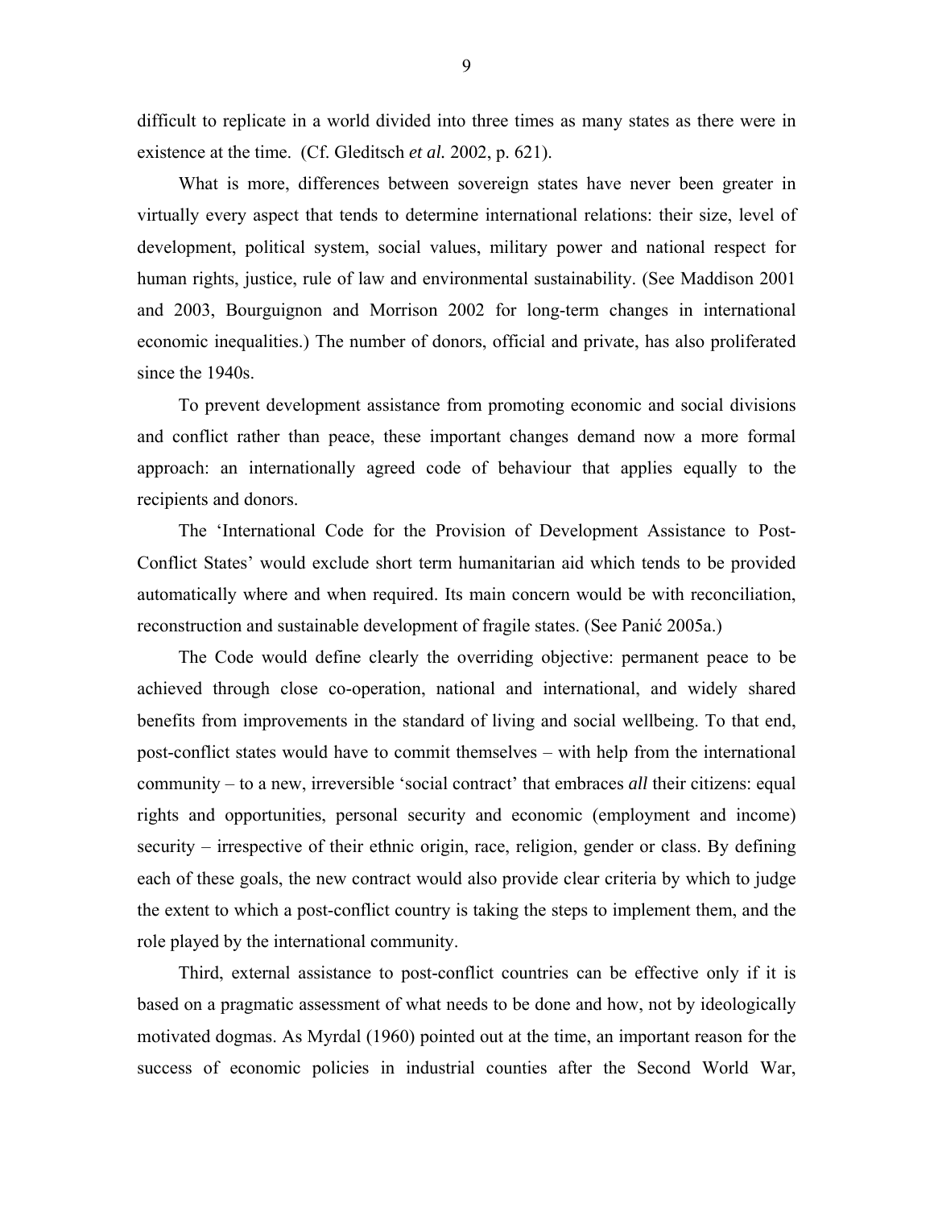difficult to replicate in a world divided into three times as many states as there were in existence at the time. (Cf. Gleditsch *et al.* 2002, p. 621).

What is more, differences between sovereign states have never been greater in virtually every aspect that tends to determine international relations: their size, level of development, political system, social values, military power and national respect for human rights, justice, rule of law and environmental sustainability. (See Maddison 2001 and 2003, Bourguignon and Morrison 2002 for long-term changes in international economic inequalities.) The number of donors, official and private, has also proliferated since the 1940s.

To prevent development assistance from promoting economic and social divisions and conflict rather than peace, these important changes demand now a more formal approach: an internationally agreed code of behaviour that applies equally to the recipients and donors.

The 'International Code for the Provision of Development Assistance to Post-Conflict States' would exclude short term humanitarian aid which tends to be provided automatically where and when required. Its main concern would be with reconciliation, reconstruction and sustainable development of fragile states. (See Panić 2005a.)

The Code would define clearly the overriding objective: permanent peace to be achieved through close co-operation, national and international, and widely shared benefits from improvements in the standard of living and social wellbeing. To that end, post-conflict states would have to commit themselves – with help from the international community – to a new, irreversible 'social contract' that embraces *all* their citizens: equal rights and opportunities, personal security and economic (employment and income) security – irrespective of their ethnic origin, race, religion, gender or class. By defining each of these goals, the new contract would also provide clear criteria by which to judge the extent to which a post-conflict country is taking the steps to implement them, and the role played by the international community.

Third, external assistance to post-conflict countries can be effective only if it is based on a pragmatic assessment of what needs to be done and how, not by ideologically motivated dogmas. As Myrdal (1960) pointed out at the time, an important reason for the success of economic policies in industrial counties after the Second World War,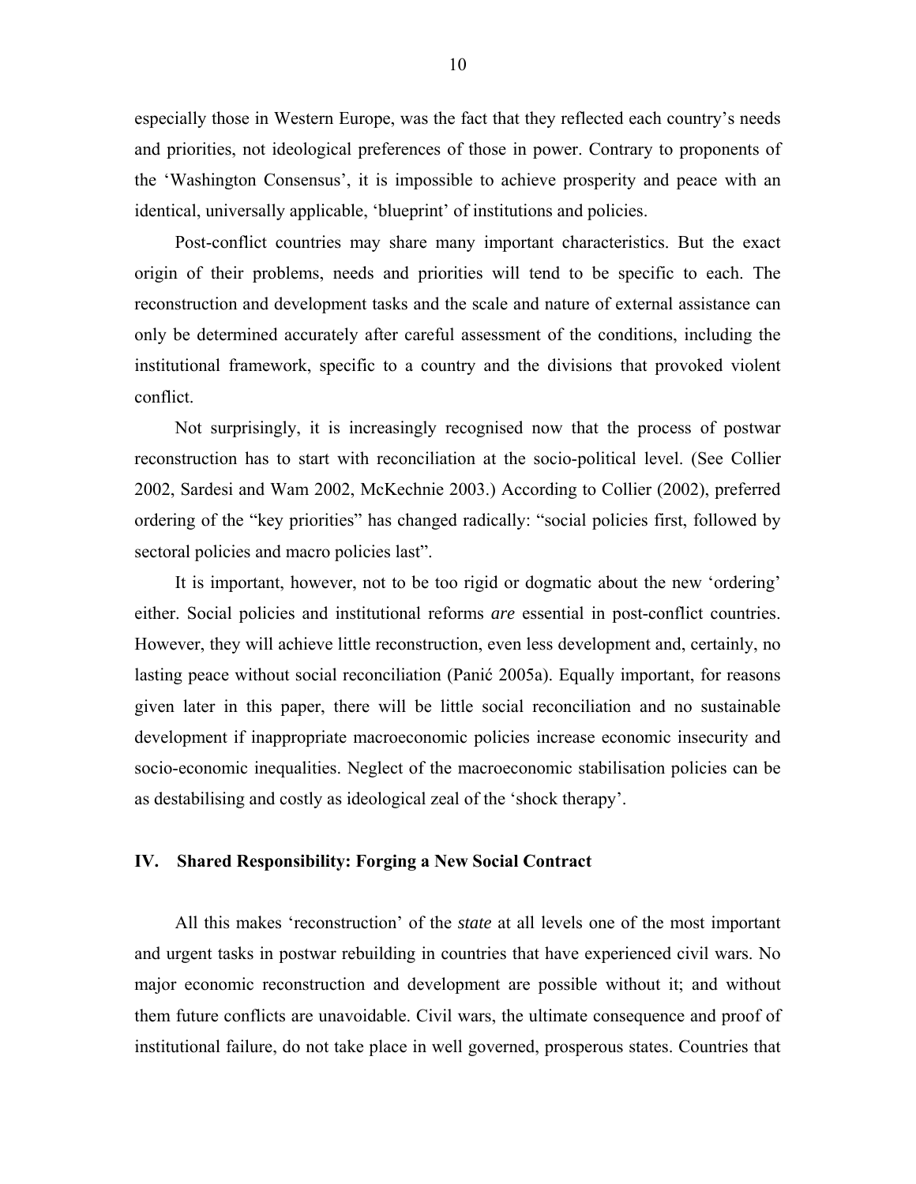especially those in Western Europe, was the fact that they reflected each country's needs and priorities, not ideological preferences of those in power. Contrary to proponents of the 'Washington Consensus', it is impossible to achieve prosperity and peace with an identical, universally applicable, 'blueprint' of institutions and policies.

Post-conflict countries may share many important characteristics. But the exact origin of their problems, needs and priorities will tend to be specific to each. The reconstruction and development tasks and the scale and nature of external assistance can only be determined accurately after careful assessment of the conditions, including the institutional framework, specific to a country and the divisions that provoked violent conflict.

Not surprisingly, it is increasingly recognised now that the process of postwar reconstruction has to start with reconciliation at the socio-political level. (See Collier 2002, Sardesi and Wam 2002, McKechnie 2003.) According to Collier (2002), preferred ordering of the "key priorities" has changed radically: "social policies first, followed by sectoral policies and macro policies last".

It is important, however, not to be too rigid or dogmatic about the new 'ordering' either. Social policies and institutional reforms *are* essential in post-conflict countries. However, they will achieve little reconstruction, even less development and, certainly, no lasting peace without social reconciliation (Panić 2005a). Equally important, for reasons given later in this paper, there will be little social reconciliation and no sustainable development if inappropriate macroeconomic policies increase economic insecurity and socio-economic inequalities. Neglect of the macroeconomic stabilisation policies can be as destabilising and costly as ideological zeal of the 'shock therapy'.

## IV. Shared Responsibility: Forging a New Social Contract

All this makes 'reconstruction' of the *state* at all levels one of the most important and urgent tasks in postwar rebuilding in countries that have experienced civil wars. No major economic reconstruction and development are possible without it; and without them future conflicts are unavoidable. Civil wars, the ultimate consequence and proof of institutional failure, do not take place in well governed, prosperous states. Countries that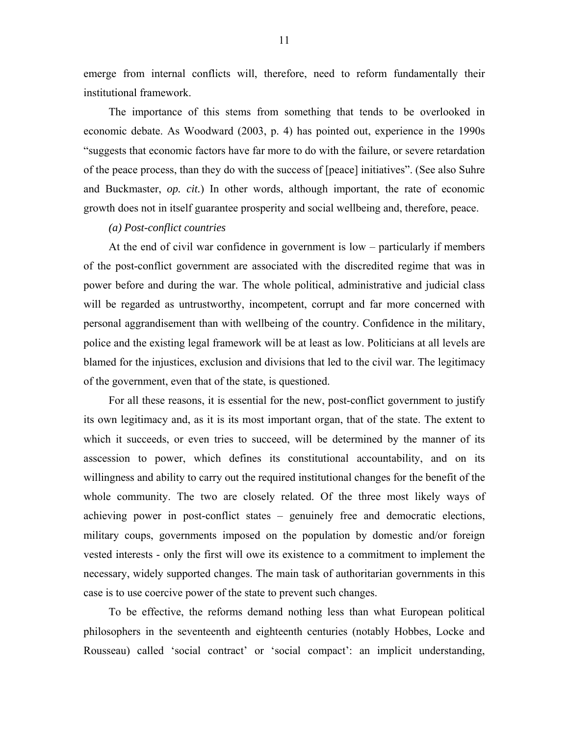emerge from internal conflicts will, therefore, need to reform fundamentally their institutional framework.

The importance of this stems from something that tends to be overlooked in economic debate. As Woodward (2003, p. 4) has pointed out, experience in the 1990s "suggests that economic factors have far more to do with the failure, or severe retardation of the peace process, than they do with the success of [peace] initiatives". (See also Suhre and Buckmaster, *op. cit.*) In other words, although important, the rate of economic growth does not in itself guarantee prosperity and social wellbeing and, therefore, peace.

*(a) Post-conflict countries*

At the end of civil war confidence in government is low – particularly if members of the post-conflict government are associated with the discredited regime that was in power before and during the war. The whole political, administrative and judicial class will be regarded as untrustworthy, incompetent, corrupt and far more concerned with personal aggrandisement than with wellbeing of the country. Confidence in the military, police and the existing legal framework will be at least as low. Politicians at all levels are blamed for the injustices, exclusion and divisions that led to the civil war. The legitimacy of the government, even that of the state, is questioned.

For all these reasons, it is essential for the new, post-conflict government to justify its own legitimacy and, as it is its most important organ, that of the state. The extent to which it succeeds, or even tries to succeed, will be determined by the manner of its asscession to power, which defines its constitutional accountability, and on its willingness and ability to carry out the required institutional changes for the benefit of the whole community. The two are closely related. Of the three most likely ways of achieving power in post-conflict states – genuinely free and democratic elections, military coups, governments imposed on the population by domestic and/or foreign vested interests - only the first will owe its existence to a commitment to implement the necessary, widely supported changes. The main task of authoritarian governments in this case is to use coercive power of the state to prevent such changes.

To be effective, the reforms demand nothing less than what European political philosophers in the seventeenth and eighteenth centuries (notably Hobbes, Locke and Rousseau) called 'social contract' or 'social compact': an implicit understanding,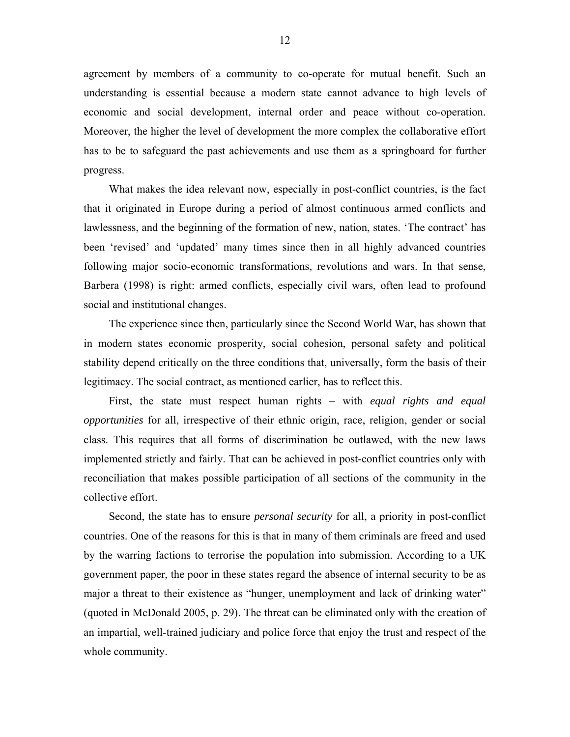agreement by members of a community to co-operate for mutual benefit. Such an understanding is essential because a modern state cannot advance to high levels of economic and social development, internal order and peace without co-operation. Moreover, the higher the level of development the more complex the collaborative effort has to be to safeguard the past achievements and use them as a springboard for further progress.

What makes the idea relevant now, especially in post-conflict countries, is the fact that it originated in Europe during a period of almost continuous armed conflicts and lawlessness, and the beginning of the formation of new, nation, states. 'The contract' has been 'revised' and 'updated' many times since then in all highly advanced countries following major socio-economic transformations, revolutions and wars. In that sense, Barbera (1998) is right: armed conflicts, especially civil wars, often lead to profound social and institutional changes.

The experience since then, particularly since the Second World War, has shown that in modern states economic prosperity, social cohesion, personal safety and political stability depend critically on the three conditions that, universally, form the basis of their legitimacy. The social contract, as mentioned earlier, has to reflect this.

First, the state must respect human rights – with *equal rights and equal opportunities* for all, irrespective of their ethnic origin, race, religion, gender or social class. This requires that all forms of discrimination be outlawed, with the new laws implemented strictly and fairly. That can be achieved in post-conflict countries only with reconciliation that makes possible participation of all sections of the community in the collective effort.

Second, the state has to ensure *personal security* for all, a priority in post-conflict countries. One of the reasons for this is that in many of them criminals are freed and used by the warring factions to terrorise the population into submission. According to a UK government paper, the poor in these states regard the absence of internal security to be as major a threat to their existence as "hunger, unemployment and lack of drinking water" (quoted in McDonald 2005, p. 29). The threat can be eliminated only with the creation of an impartial, well-trained judiciary and police force that enjoy the trust and respect of the whole community.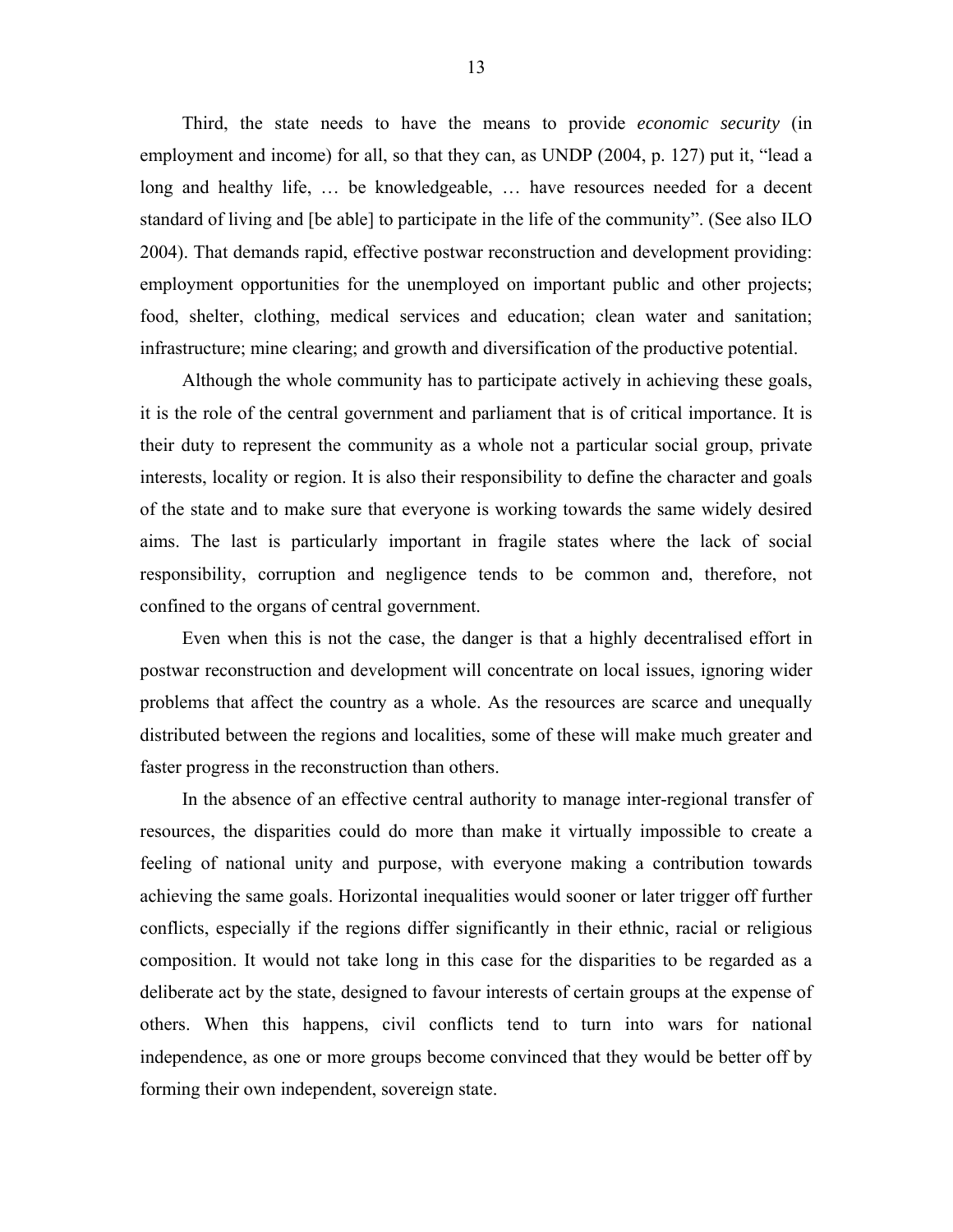Third, the state needs to have the means to provide *economic security* (in employment and income) for all, so that they can, as UNDP (2004, p. 127) put it, "lead a long and healthy life, … be knowledgeable, … have resources needed for a decent standard of living and [be able] to participate in the life of the community". (See also ILO 2004). That demands rapid, effective postwar reconstruction and development providing: employment opportunities for the unemployed on important public and other projects; food, shelter, clothing, medical services and education; clean water and sanitation; infrastructure; mine clearing; and growth and diversification of the productive potential.

Although the whole community has to participate actively in achieving these goals, it is the role of the central government and parliament that is of critical importance. It is their duty to represent the community as a whole not a particular social group, private interests, locality or region. It is also their responsibility to define the character and goals of the state and to make sure that everyone is working towards the same widely desired aims. The last is particularly important in fragile states where the lack of social responsibility, corruption and negligence tends to be common and, therefore, not confined to the organs of central government.

Even when this is not the case, the danger is that a highly decentralised effort in postwar reconstruction and development will concentrate on local issues, ignoring wider problems that affect the country as a whole. As the resources are scarce and unequally distributed between the regions and localities, some of these will make much greater and faster progress in the reconstruction than others.

In the absence of an effective central authority to manage inter-regional transfer of resources, the disparities could do more than make it virtually impossible to create a feeling of national unity and purpose, with everyone making a contribution towards achieving the same goals. Horizontal inequalities would sooner or later trigger off further conflicts, especially if the regions differ significantly in their ethnic, racial or religious composition. It would not take long in this case for the disparities to be regarded as a deliberate act by the state, designed to favour interests of certain groups at the expense of others. When this happens, civil conflicts tend to turn into wars for national independence, as one or more groups become convinced that they would be better off by forming their own independent, sovereign state.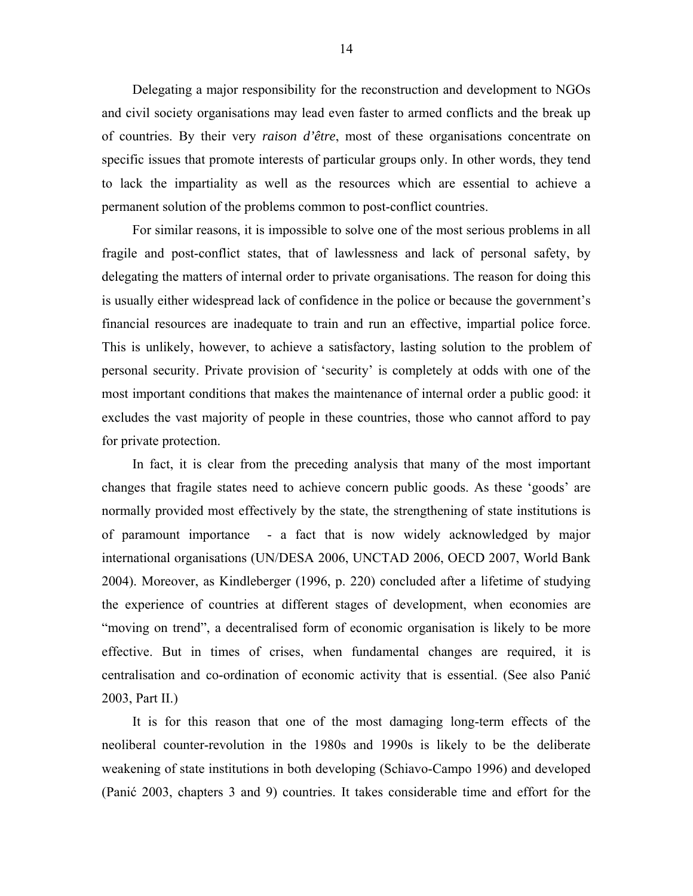Delegating a major responsibility for the reconstruction and development to NGOs and civil society organisations may lead even faster to armed conflicts and the break up of countries. By their very *raison d'être*, most of these organisations concentrate on specific issues that promote interests of particular groups only. In other words, they tend to lack the impartiality as well as the resources which are essential to achieve a permanent solution of the problems common to post-conflict countries.

For similar reasons, it is impossible to solve one of the most serious problems in all fragile and post-conflict states, that of lawlessness and lack of personal safety, by delegating the matters of internal order to private organisations. The reason for doing this is usually either widespread lack of confidence in the police or because the government's financial resources are inadequate to train and run an effective, impartial police force. This is unlikely, however, to achieve a satisfactory, lasting solution to the problem of personal security. Private provision of 'security' is completely at odds with one of the most important conditions that makes the maintenance of internal order a public good: it excludes the vast majority of people in these countries, those who cannot afford to pay for private protection.

In fact, it is clear from the preceding analysis that many of the most important changes that fragile states need to achieve concern public goods. As these 'goods' are normally provided most effectively by the state, the strengthening of state institutions is of paramount importance - a fact that is now widely acknowledged by major international organisations (UN/DESA 2006, UNCTAD 2006, OECD 2007, World Bank 2004). Moreover, as Kindleberger (1996, p. 220) concluded after a lifetime of studying the experience of countries at different stages of development, when economies are "moving on trend", a decentralised form of economic organisation is likely to be more effective. But in times of crises, when fundamental changes are required, it is centralisation and co-ordination of economic activity that is essential. (See also Panić 2003, Part II.)

It is for this reason that one of the most damaging long-term effects of the neoliberal counter-revolution in the 1980s and 1990s is likely to be the deliberate weakening of state institutions in both developing (Schiavo-Campo 1996) and developed (Panić 2003, chapters 3 and 9) countries. It takes considerable time and effort for the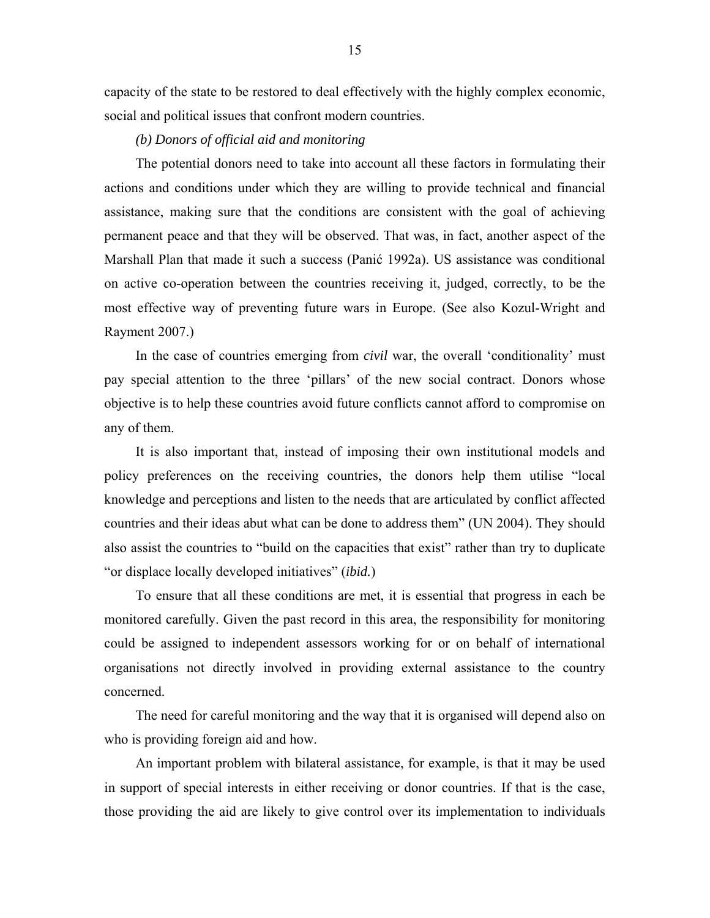capacity of the state to be restored to deal effectively with the highly complex economic, social and political issues that confront modern countries.

*(b) Donors of official aid and monitoring*

The potential donors need to take into account all these factors in formulating their actions and conditions under which they are willing to provide technical and financial assistance, making sure that the conditions are consistent with the goal of achieving permanent peace and that they will be observed. That was, in fact, another aspect of the Marshall Plan that made it such a success (Panić 1992a). US assistance was conditional on active co-operation between the countries receiving it, judged, correctly, to be the most effective way of preventing future wars in Europe. (See also Kozul-Wright and Rayment 2007.)

In the case of countries emerging from *civil* war, the overall 'conditionality' must pay special attention to the three 'pillars' of the new social contract. Donors whose objective is to help these countries avoid future conflicts cannot afford to compromise on any of them.

It is also important that, instead of imposing their own institutional models and policy preferences on the receiving countries, the donors help them utilise "local knowledge and perceptions and listen to the needs that are articulated by conflict affected countries and their ideas abut what can be done to address them" (UN 2004). They should also assist the countries to "build on the capacities that exist" rather than try to duplicate "or displace locally developed initiatives" (*ibid.*)

To ensure that all these conditions are met, it is essential that progress in each be monitored carefully. Given the past record in this area, the responsibility for monitoring could be assigned to independent assessors working for or on behalf of international organisations not directly involved in providing external assistance to the country concerned.

The need for careful monitoring and the way that it is organised will depend also on who is providing foreign aid and how.

An important problem with bilateral assistance, for example, is that it may be used in support of special interests in either receiving or donor countries. If that is the case, those providing the aid are likely to give control over its implementation to individuals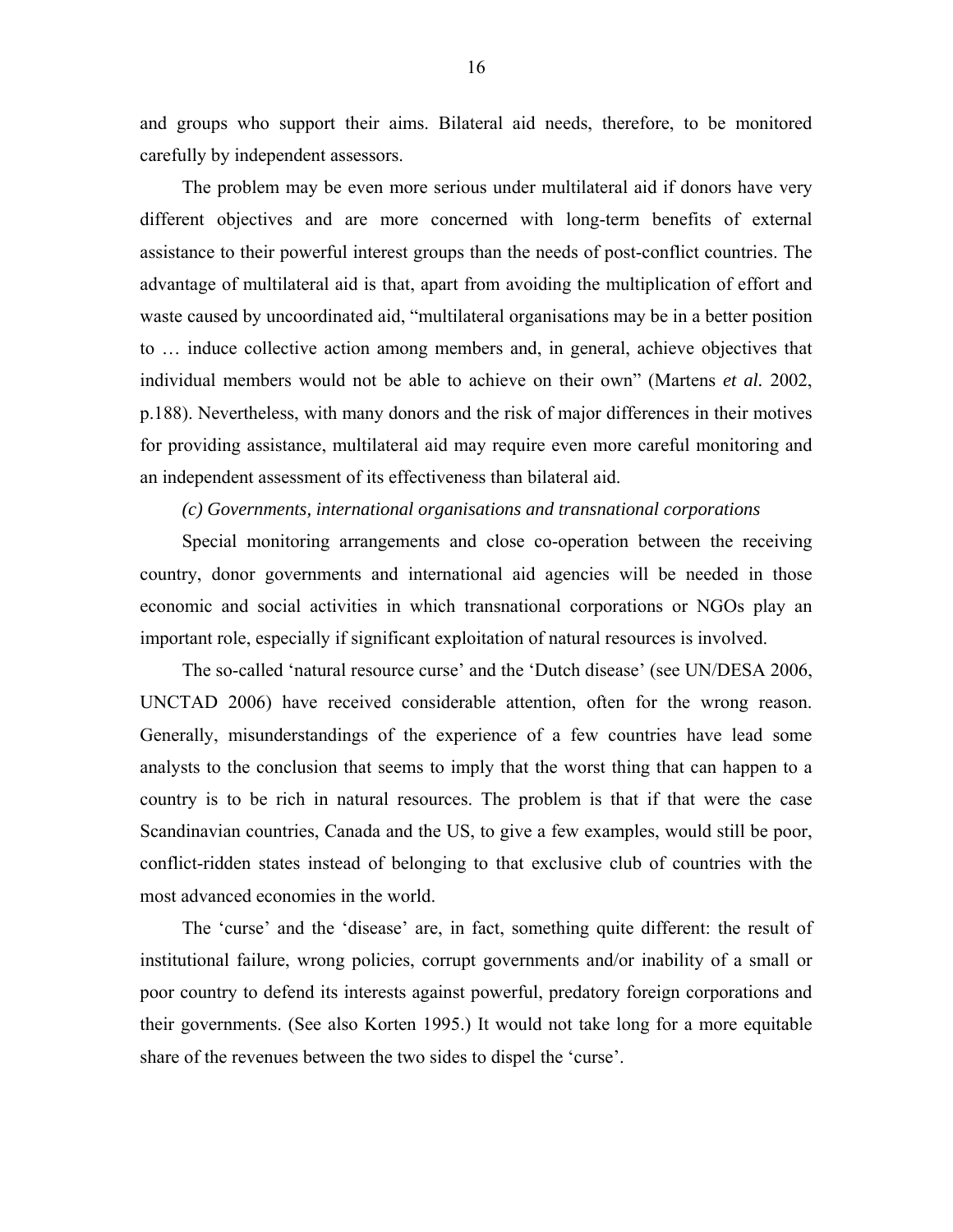and groups who support their aims. Bilateral aid needs, therefore, to be monitored carefully by independent assessors.

The problem may be even more serious under multilateral aid if donors have very different objectives and are more concerned with long-term benefits of external assistance to their powerful interest groups than the needs of post-conflict countries. The advantage of multilateral aid is that, apart from avoiding the multiplication of effort and waste caused by uncoordinated aid, "multilateral organisations may be in a better position to … induce collective action among members and, in general, achieve objectives that individual members would not be able to achieve on their own" (Martens *et al.* 2002, p.188). Nevertheless, with many donors and the risk of major differences in their motives for providing assistance, multilateral aid may require even more careful monitoring and an independent assessment of its effectiveness than bilateral aid.

*(c) Governments, international organisations and transnational corporations*

Special monitoring arrangements and close co-operation between the receiving country, donor governments and international aid agencies will be needed in those economic and social activities in which transnational corporations or NGOs play an important role, especially if significant exploitation of natural resources is involved.

The so-called 'natural resource curse' and the 'Dutch disease' (see UN/DESA 2006, UNCTAD 2006) have received considerable attention, often for the wrong reason. Generally, misunderstandings of the experience of a few countries have lead some analysts to the conclusion that seems to imply that the worst thing that can happen to a country is to be rich in natural resources. The problem is that if that were the case Scandinavian countries, Canada and the US, to give a few examples, would still be poor, conflict-ridden states instead of belonging to that exclusive club of countries with the most advanced economies in the world.

The 'curse' and the 'disease' are, in fact, something quite different: the result of institutional failure, wrong policies, corrupt governments and/or inability of a small or poor country to defend its interests against powerful, predatory foreign corporations and their governments. (See also Korten 1995.) It would not take long for a more equitable share of the revenues between the two sides to dispel the 'curse'.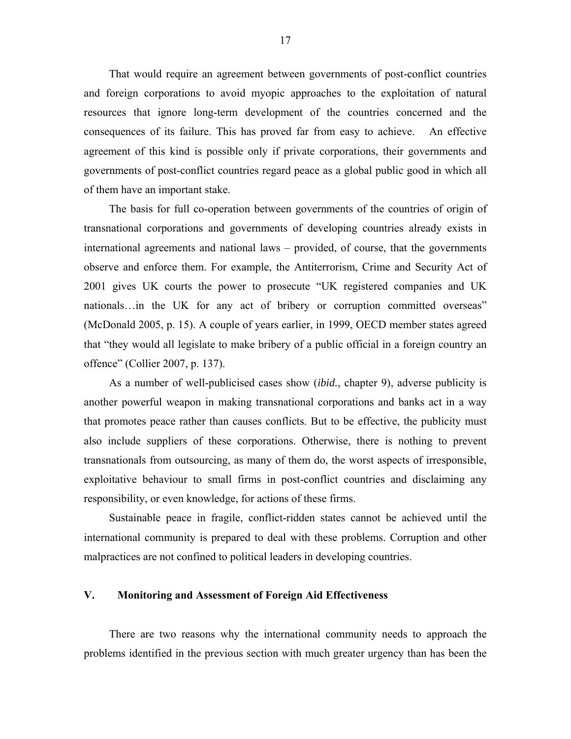That would require an agreement between governments of post-conflict countries and foreign corporations to avoid myopic approaches to the exploitation of natural resources that ignore long-term development of the countries concerned and the consequences of its failure. This has proved far from easy to achieve. An effective agreement of this kind is possible only if private corporations, their governments and governments of post-conflict countries regard peace as a global public good in which all of them have an important stake.

The basis for full co-operation between governments of the countries of origin of transnational corporations and governments of developing countries already exists in international agreements and national laws – provided, of course, that the governments observe and enforce them. For example, the Antiterrorism, Crime and Security Act of 2001 gives UK courts the power to prosecute "UK registered companies and UK nationals…in the UK for any act of bribery or corruption committed overseas" (McDonald 2005, p. 15). A couple of years earlier, in 1999, OECD member states agreed that "they would all legislate to make bribery of a public official in a foreign country an offence" (Collier 2007, p. 137).

As a number of well-publicised cases show (*ibid.*, chapter 9), adverse publicity is another powerful weapon in making transnational corporations and banks act in a way that promotes peace rather than causes conflicts. But to be effective, the publicity must also include suppliers of these corporations. Otherwise, there is nothing to prevent transnationals from outsourcing, as many of them do, the worst aspects of irresponsible, exploitative behaviour to small firms in post-conflict countries and disclaiming any responsibility, or even knowledge, for actions of these firms.

Sustainable peace in fragile, conflict-ridden states cannot be achieved until the international community is prepared to deal with these problems. Corruption and other malpractices are not confined to political leaders in developing countries.

## V. Monitoring and Assessment of Foreign Aid Effectiveness

There are two reasons why the international community needs to approach the problems identified in the previous section with much greater urgency than has been the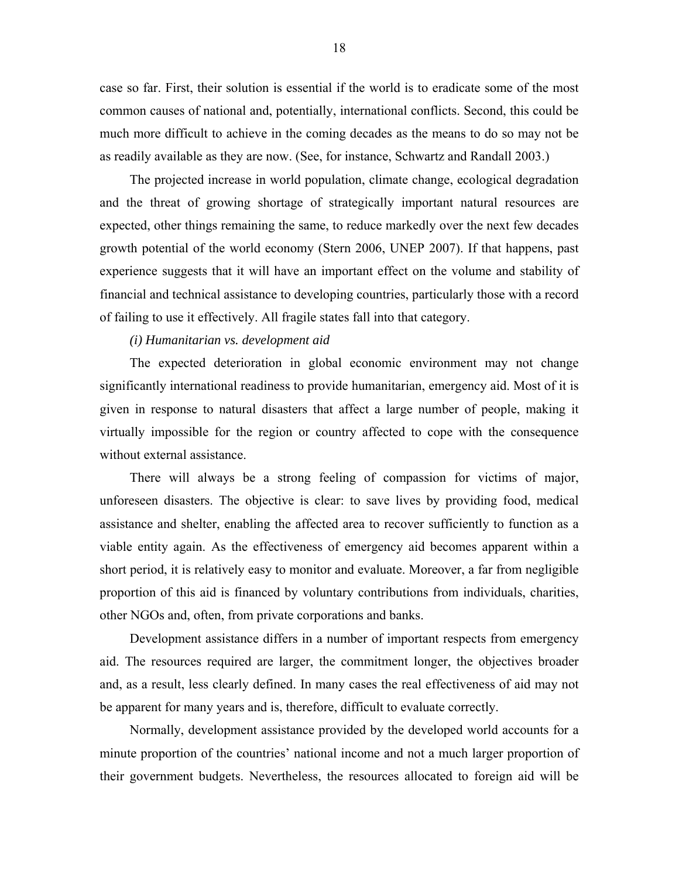case so far. First, their solution is essential if the world is to eradicate some of the most common causes of national and, potentially, international conflicts. Second, this could be much more difficult to achieve in the coming decades as the means to do so may not be as readily available as they are now. (See, for instance, Schwartz and Randall 2003.)

The projected increase in world population, climate change, ecological degradation and the threat of growing shortage of strategically important natural resources are expected, other things remaining the same, to reduce markedly over the next few decades growth potential of the world economy (Stern 2006, UNEP 2007). If that happens, past experience suggests that it will have an important effect on the volume and stability of financial and technical assistance to developing countries, particularly those with a record of failing to use it effectively. All fragile states fall into that category.

*(i) Humanitarian vs. development aid*

The expected deterioration in global economic environment may not change significantly international readiness to provide humanitarian, emergency aid. Most of it is given in response to natural disasters that affect a large number of people, making it virtually impossible for the region or country affected to cope with the consequence without external assistance.

There will always be a strong feeling of compassion for victims of major, unforeseen disasters. The objective is clear: to save lives by providing food, medical assistance and shelter, enabling the affected area to recover sufficiently to function as a viable entity again. As the effectiveness of emergency aid becomes apparent within a short period, it is relatively easy to monitor and evaluate. Moreover, a far from negligible proportion of this aid is financed by voluntary contributions from individuals, charities, other NGOs and, often, from private corporations and banks.

Development assistance differs in a number of important respects from emergency aid. The resources required are larger, the commitment longer, the objectives broader and, as a result, less clearly defined. In many cases the real effectiveness of aid may not be apparent for many years and is, therefore, difficult to evaluate correctly.

Normally, development assistance provided by the developed world accounts for a minute proportion of the countries' national income and not a much larger proportion of their government budgets. Nevertheless, the resources allocated to foreign aid will be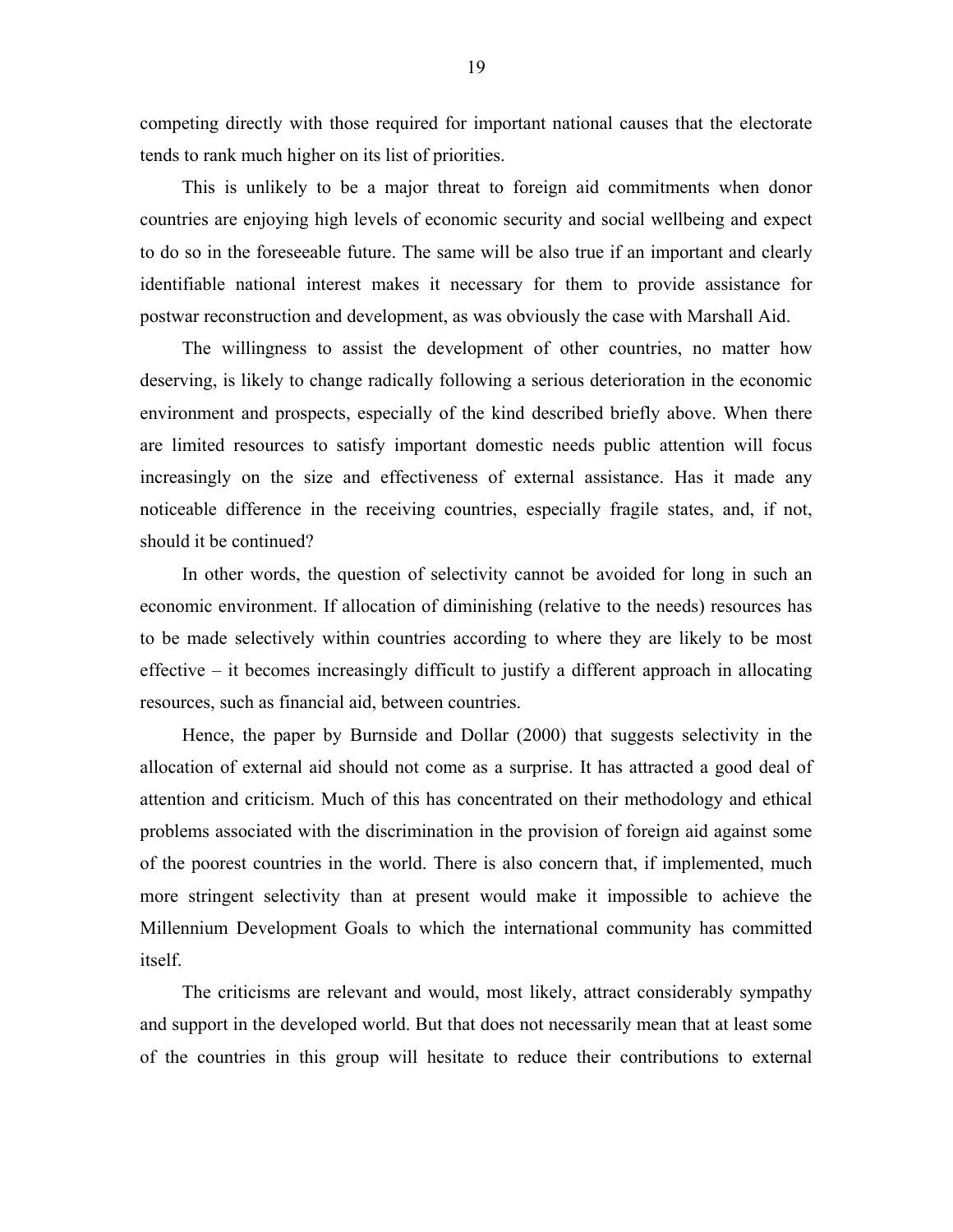competing directly with those required for important national causes that the electorate tends to rank much higher on its list of priorities.

This is unlikely to be a major threat to foreign aid commitments when donor countries are enjoying high levels of economic security and social wellbeing and expect to do so in the foreseeable future. The same will be also true if an important and clearly identifiable national interest makes it necessary for them to provide assistance for postwar reconstruction and development, as was obviously the case with Marshall Aid.

The willingness to assist the development of other countries, no matter how deserving, is likely to change radically following a serious deterioration in the economic environment and prospects, especially of the kind described briefly above. When there are limited resources to satisfy important domestic needs public attention will focus increasingly on the size and effectiveness of external assistance. Has it made any noticeable difference in the receiving countries, especially fragile states, and, if not, should it be continued?

In other words, the question of selectivity cannot be avoided for long in such an economic environment. If allocation of diminishing (relative to the needs) resources has to be made selectively within countries according to where they are likely to be most effective – it becomes increasingly difficult to justify a different approach in allocating resources, such as financial aid, between countries.

Hence, the paper by Burnside and Dollar (2000) that suggests selectivity in the allocation of external aid should not come as a surprise. It has attracted a good deal of attention and criticism. Much of this has concentrated on their methodology and ethical problems associated with the discrimination in the provision of foreign aid against some of the poorest countries in the world. There is also concern that, if implemented, much more stringent selectivity than at present would make it impossible to achieve the Millennium Development Goals to which the international community has committed itself.

The criticisms are relevant and would, most likely, attract considerably sympathy and support in the developed world. But that does not necessarily mean that at least some of the countries in this group will hesitate to reduce their contributions to external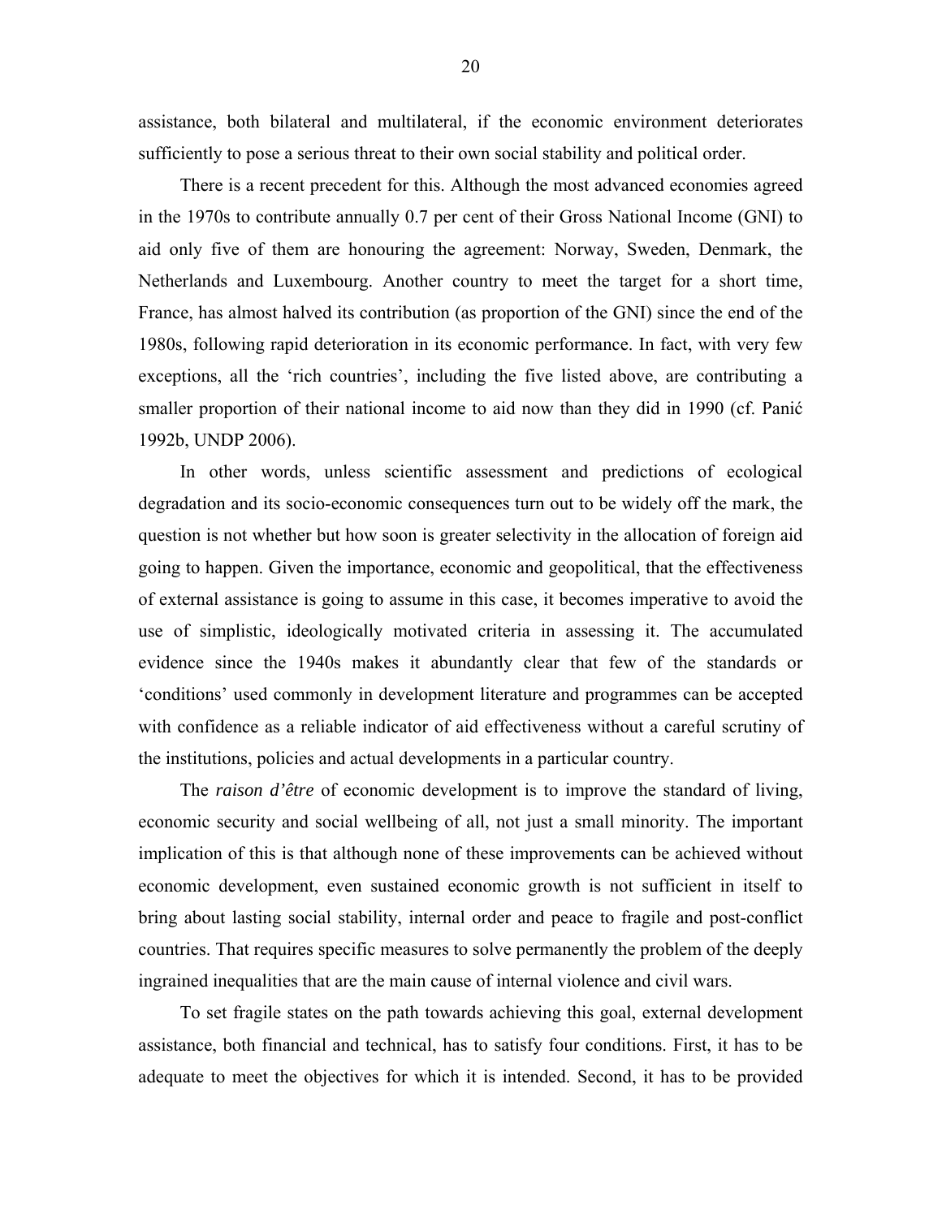assistance, both bilateral and multilateral, if the economic environment deteriorates sufficiently to pose a serious threat to their own social stability and political order.

There is a recent precedent for this. Although the most advanced economies agreed in the 1970s to contribute annually 0.7 per cent of their Gross National Income (GNI) to aid only five of them are honouring the agreement: Norway, Sweden, Denmark, the Netherlands and Luxembourg. Another country to meet the target for a short time, France, has almost halved its contribution (as proportion of the GNI) since the end of the 1980s, following rapid deterioration in its economic performance. In fact, with very few exceptions, all the 'rich countries', including the five listed above, are contributing a smaller proportion of their national income to aid now than they did in 1990 (cf. Panić 1992b, UNDP 2006).

In other words, unless scientific assessment and predictions of ecological degradation and its socio-economic consequences turn out to be widely off the mark, the question is not whether but how soon is greater selectivity in the allocation of foreign aid going to happen. Given the importance, economic and geopolitical, that the effectiveness of external assistance is going to assume in this case, it becomes imperative to avoid the use of simplistic, ideologically motivated criteria in assessing it. The accumulated evidence since the 1940s makes it abundantly clear that few of the standards or 'conditions' used commonly in development literature and programmes can be accepted with confidence as a reliable indicator of aid effectiveness without a careful scrutiny of the institutions, policies and actual developments in a particular country.

The *raison d'être* of economic development is to improve the standard of living, economic security and social wellbeing of all, not just a small minority. The important implication of this is that although none of these improvements can be achieved without economic development, even sustained economic growth is not sufficient in itself to bring about lasting social stability, internal order and peace to fragile and post-conflict countries. That requires specific measures to solve permanently the problem of the deeply ingrained inequalities that are the main cause of internal violence and civil wars.

To set fragile states on the path towards achieving this goal, external development assistance, both financial and technical, has to satisfy four conditions. First, it has to be adequate to meet the objectives for which it is intended. Second, it has to be provided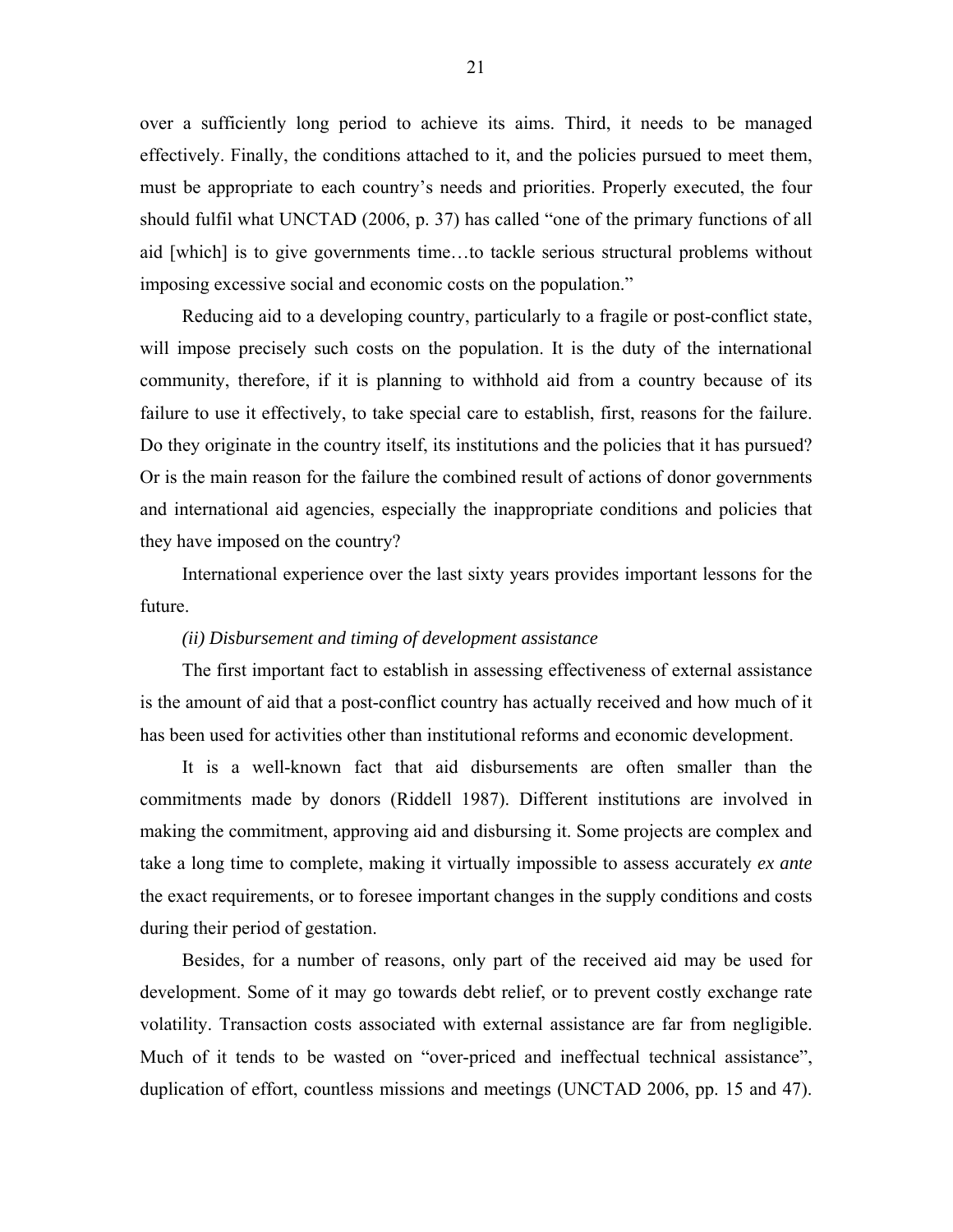over a sufficiently long period to achieve its aims. Third, it needs to be managed effectively. Finally, the conditions attached to it, and the policies pursued to meet them, must be appropriate to each country's needs and priorities. Properly executed, the four should fulfil what UNCTAD (2006, p. 37) has called "one of the primary functions of all aid [which] is to give governments time…to tackle serious structural problems without imposing excessive social and economic costs on the population."

Reducing aid to a developing country, particularly to a fragile or post-conflict state, will impose precisely such costs on the population. It is the duty of the international community, therefore, if it is planning to withhold aid from a country because of its failure to use it effectively, to take special care to establish, first, reasons for the failure. Do they originate in the country itself, its institutions and the policies that it has pursued? Or is the main reason for the failure the combined result of actions of donor governments and international aid agencies, especially the inappropriate conditions and policies that they have imposed on the country?

International experience over the last sixty years provides important lessons for the future.

*(ii) Disbursement and timing of development assistance*

The first important fact to establish in assessing effectiveness of external assistance is the amount of aid that a post-conflict country has actually received and how much of it has been used for activities other than institutional reforms and economic development.

It is a well-known fact that aid disbursements are often smaller than the commitments made by donors (Riddell 1987). Different institutions are involved in making the commitment, approving aid and disbursing it. Some projects are complex and take a long time to complete, making it virtually impossible to assess accurately *ex ante* the exact requirements, or to foresee important changes in the supply conditions and costs during their period of gestation.

Besides, for a number of reasons, only part of the received aid may be used for development. Some of it may go towards debt relief, or to prevent costly exchange rate volatility. Transaction costs associated with external assistance are far from negligible. Much of it tends to be wasted on "over-priced and ineffectual technical assistance", duplication of effort, countless missions and meetings (UNCTAD 2006, pp. 15 and 47).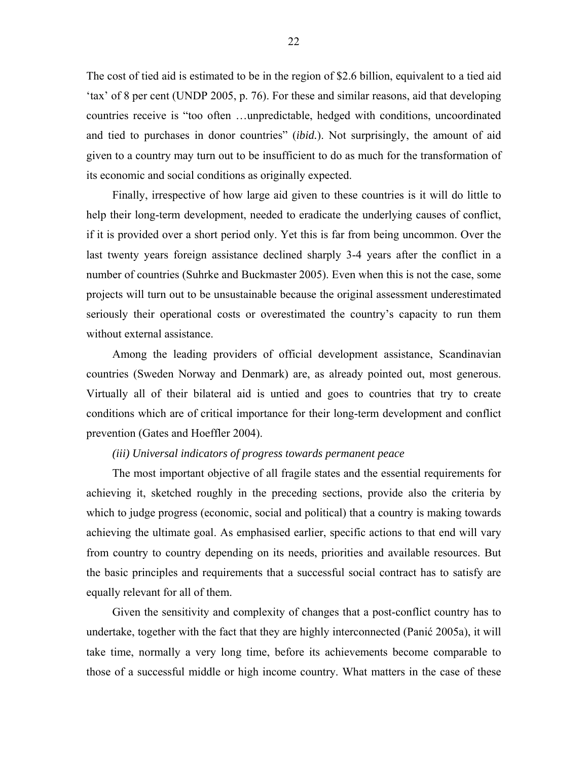The cost of tied aid is estimated to be in the region of $2.6 billion, equivalent to a tied aid 'tax' of 8 per cent (UNDP 2005, p. 76). For these and similar reasons, aid that developing countries receive is "too often …unpredictable, hedged with conditions, uncoordinated and tied to purchases in donor countries" (*ibid.*). Not surprisingly, the amount of aid given to a country may turn out to be insufficient to do as much for the transformation of its economic and social conditions as originally expected.

Finally, irrespective of how large aid given to these countries is it will do little to help their long-term development, needed to eradicate the underlying causes of conflict, if it is provided over a short period only. Yet this is far from being uncommon. Over the last twenty years foreign assistance declined sharply 3-4 years after the conflict in a number of countries (Suhrke and Buckmaster 2005). Even when this is not the case, some projects will turn out to be unsustainable because the original assessment underestimated seriously their operational costs or overestimated the country's capacity to run them without external assistance.

Among the leading providers of official development assistance, Scandinavian countries (Sweden Norway and Denmark) are, as already pointed out, most generous. Virtually all of their bilateral aid is untied and goes to countries that try to create conditions which are of critical importance for their long-term development and conflict prevention (Gates and Hoeffler 2004).

*(iii) Universal indicators of progress towards permanent peace*

The most important objective of all fragile states and the essential requirements for achieving it, sketched roughly in the preceding sections, provide also the criteria by which to judge progress (economic, social and political) that a country is making towards achieving the ultimate goal. As emphasised earlier, specific actions to that end will vary from country to country depending on its needs, priorities and available resources. But the basic principles and requirements that a successful social contract has to satisfy are equally relevant for all of them.

Given the sensitivity and complexity of changes that a post-conflict country has to undertake, together with the fact that they are highly interconnected (Panić 2005a), it will take time, normally a very long time, before its achievements become comparable to those of a successful middle or high income country. What matters in the case of these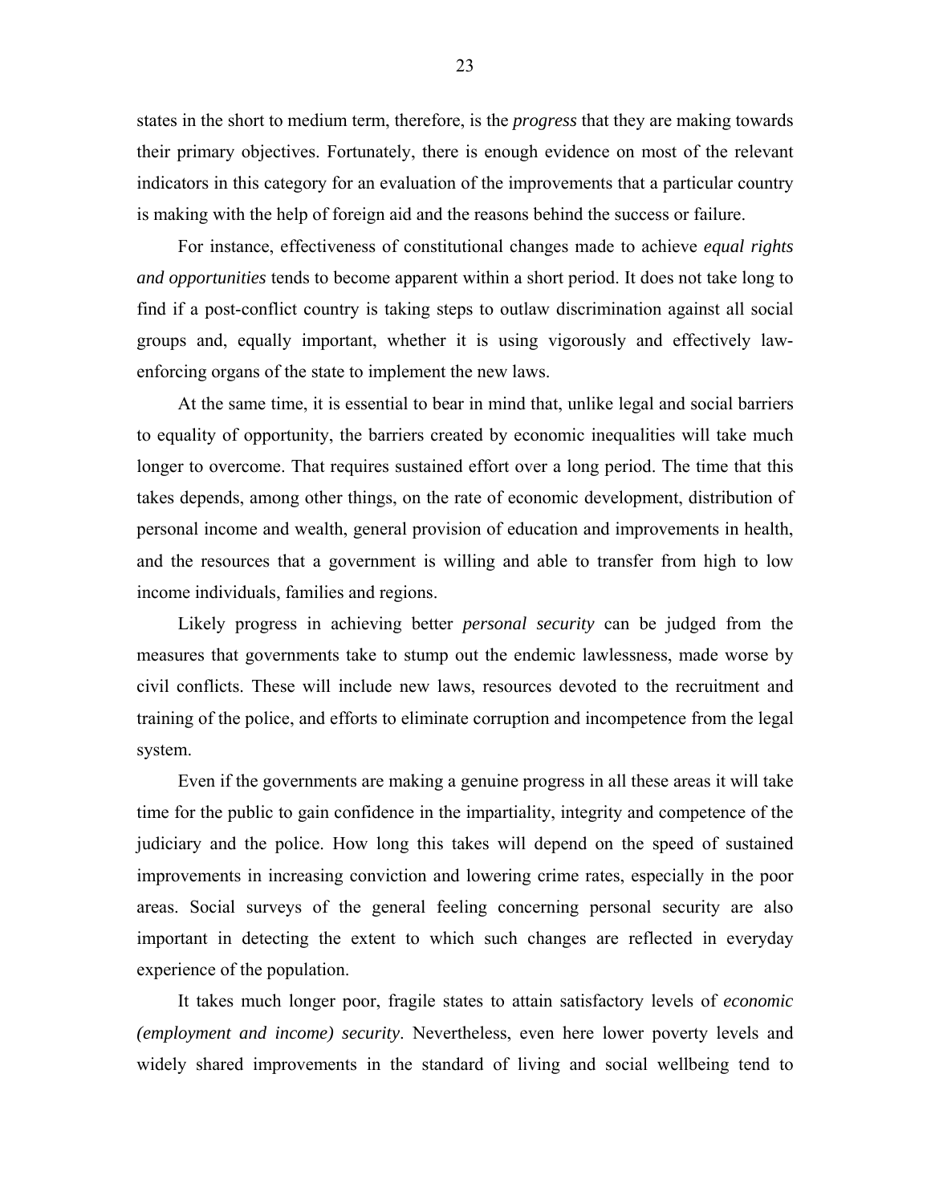states in the short to medium term, therefore, is the *progress* that they are making towards their primary objectives. Fortunately, there is enough evidence on most of the relevant indicators in this category for an evaluation of the improvements that a particular country is making with the help of foreign aid and the reasons behind the success or failure.

For instance, effectiveness of constitutional changes made to achieve *equal rights and opportunities* tends to become apparent within a short period. It does not take long to find if a post-conflict country is taking steps to outlaw discrimination against all social groups and, equally important, whether it is using vigorously and effectively law-enforcing organs of the state to implement the new laws.

At the same time, it is essential to bear in mind that, unlike legal and social barriers to equality of opportunity, the barriers created by economic inequalities will take much longer to overcome. That requires sustained effort over a long period. The time that this takes depends, among other things, on the rate of economic development, distribution of personal income and wealth, general provision of education and improvements in health, and the resources that a government is willing and able to transfer from high to low income individuals, families and regions.

Likely progress in achieving better *personal security* can be judged from the measures that governments take to stump out the endemic lawlessness, made worse by civil conflicts. These will include new laws, resources devoted to the recruitment and training of the police, and efforts to eliminate corruption and incompetence from the legal system.

Even if the governments are making a genuine progress in all these areas it will take time for the public to gain confidence in the impartiality, integrity and competence of the judiciary and the police. How long this takes will depend on the speed of sustained improvements in increasing conviction and lowering crime rates, especially in the poor areas. Social surveys of the general feeling concerning personal security are also important in detecting the extent to which such changes are reflected in everyday experience of the population.

It takes much longer poor, fragile states to attain satisfactory levels of *economic (employment and income) security*. Nevertheless, even here lower poverty levels and widely shared improvements in the standard of living and social wellbeing tend to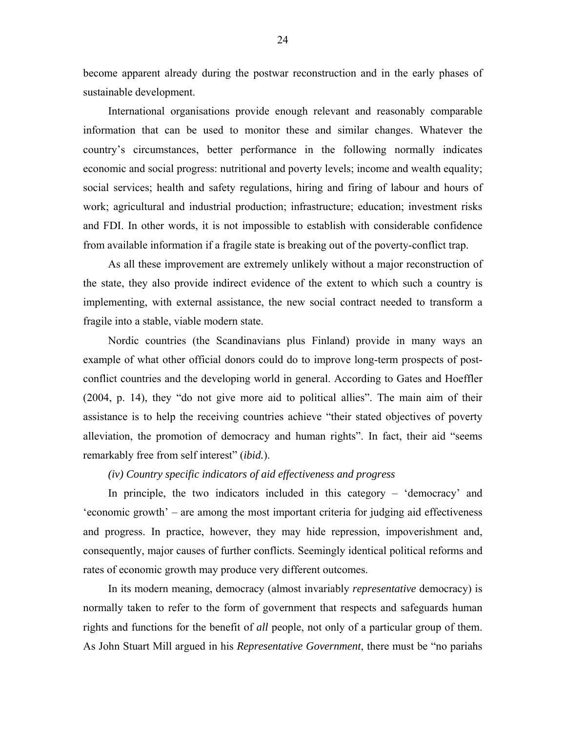become apparent already during the postwar reconstruction and in the early phases of sustainable development.

International organisations provide enough relevant and reasonably comparable information that can be used to monitor these and similar changes. Whatever the country's circumstances, better performance in the following normally indicates economic and social progress: nutritional and poverty levels; income and wealth equality; social services; health and safety regulations, hiring and firing of labour and hours of work; agricultural and industrial production; infrastructure; education; investment risks and FDI. In other words, it is not impossible to establish with considerable confidence from available information if a fragile state is breaking out of the poverty-conflict trap.

As all these improvement are extremely unlikely without a major reconstruction of the state, they also provide indirect evidence of the extent to which such a country is implementing, with external assistance, the new social contract needed to transform a fragile into a stable, viable modern state.

Nordic countries (the Scandinavians plus Finland) provide in many ways an example of what other official donors could do to improve long-term prospects of post-conflict countries and the developing world in general. According to Gates and Hoeffler (2004, p. 14), they "do not give more aid to political allies". The main aim of their assistance is to help the receiving countries achieve "their stated objectives of poverty alleviation, the promotion of democracy and human rights". In fact, their aid "seems remarkably free from self interest" (*ibid.*).

*(iv) Country specific indicators of aid effectiveness and progress*

In principle, the two indicators included in this category – 'democracy' and 'economic growth' – are among the most important criteria for judging aid effectiveness and progress. In practice, however, they may hide repression, impoverishment and, consequently, major causes of further conflicts. Seemingly identical political reforms and rates of economic growth may produce very different outcomes.

In its modern meaning, democracy (almost invariably *representative* democracy) is normally taken to refer to the form of government that respects and safeguards human rights and functions for the benefit of *all* people, not only of a particular group of them. As John Stuart Mill argued in his *Representative Government*, there must be "no pariahs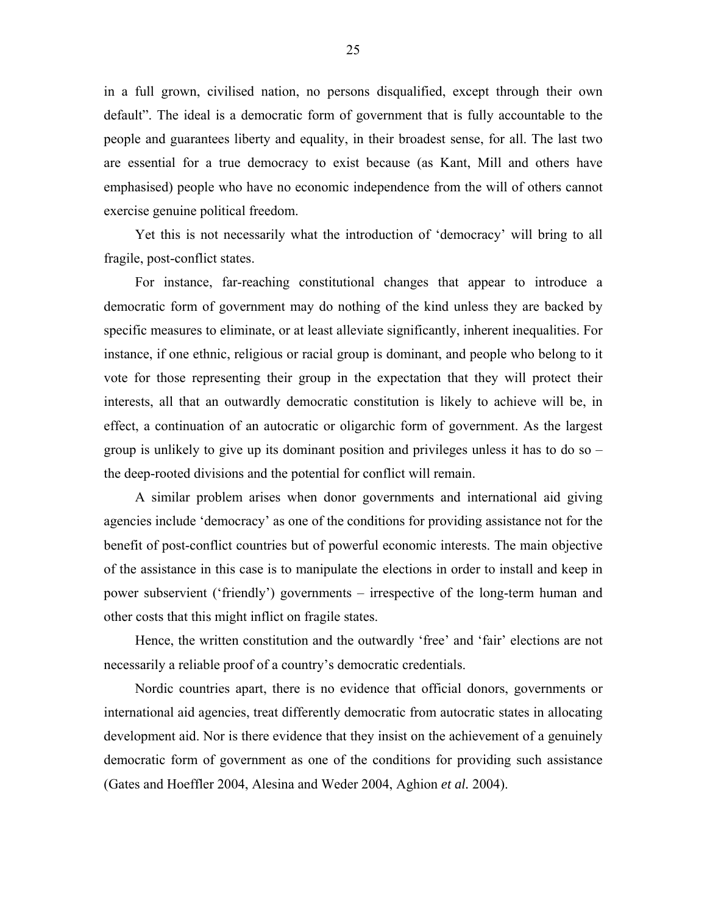in a full grown, civilised nation, no persons disqualified, except through their own default". The ideal is a democratic form of government that is fully accountable to the people and guarantees liberty and equality, in their broadest sense, for all. The last two are essential for a true democracy to exist because (as Kant, Mill and others have emphasised) people who have no economic independence from the will of others cannot exercise genuine political freedom.

Yet this is not necessarily what the introduction of 'democracy' will bring to all fragile, post-conflict states.

For instance, far-reaching constitutional changes that appear to introduce a democratic form of government may do nothing of the kind unless they are backed by specific measures to eliminate, or at least alleviate significantly, inherent inequalities. For instance, if one ethnic, religious or racial group is dominant, and people who belong to it vote for those representing their group in the expectation that they will protect their interests, all that an outwardly democratic constitution is likely to achieve will be, in effect, a continuation of an autocratic or oligarchic form of government. As the largest group is unlikely to give up its dominant position and privileges unless it has to do so – the deep-rooted divisions and the potential for conflict will remain.

A similar problem arises when donor governments and international aid giving agencies include 'democracy' as one of the conditions for providing assistance not for the benefit of post-conflict countries but of powerful economic interests. The main objective of the assistance in this case is to manipulate the elections in order to install and keep in power subservient ('friendly') governments – irrespective of the long-term human and other costs that this might inflict on fragile states.

Hence, the written constitution and the outwardly 'free' and 'fair' elections are not necessarily a reliable proof of a country's democratic credentials.

Nordic countries apart, there is no evidence that official donors, governments or international aid agencies, treat differently democratic from autocratic states in allocating development aid. Nor is there evidence that they insist on the achievement of a genuinely democratic form of government as one of the conditions for providing such assistance (Gates and Hoeffler 2004, Alesina and Weder 2004, Aghion *et al.* 2004).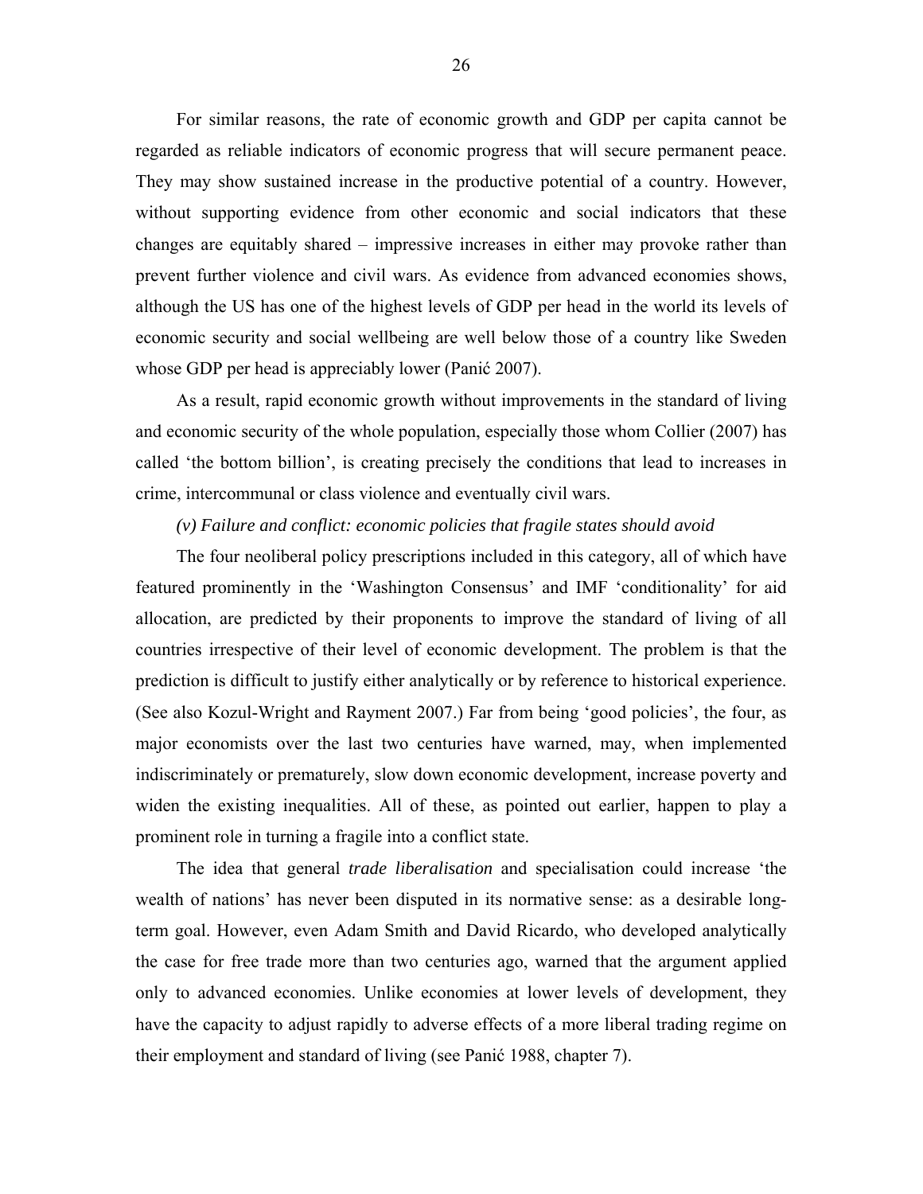For similar reasons, the rate of economic growth and GDP per capita cannot be regarded as reliable indicators of economic progress that will secure permanent peace. They may show sustained increase in the productive potential of a country. However, without supporting evidence from other economic and social indicators that these changes are equitably shared – impressive increases in either may provoke rather than prevent further violence and civil wars. As evidence from advanced economies shows, although the US has one of the highest levels of GDP per head in the world its levels of economic security and social wellbeing are well below those of a country like Sweden whose GDP per head is appreciably lower (Panić 2007).

As a result, rapid economic growth without improvements in the standard of living and economic security of the whole population, especially those whom Collier (2007) has called 'the bottom billion', is creating precisely the conditions that lead to increases in crime, intercommunal or class violence and eventually civil wars.

*(v) Failure and conflict: economic policies that fragile states should avoid*

The four neoliberal policy prescriptions included in this category, all of which have featured prominently in the 'Washington Consensus' and IMF 'conditionality' for aid allocation, are predicted by their proponents to improve the standard of living of all countries irrespective of their level of economic development. The problem is that the prediction is difficult to justify either analytically or by reference to historical experience. (See also Kozul-Wright and Rayment 2007.) Far from being 'good policies', the four, as major economists over the last two centuries have warned, may, when implemented indiscriminately or prematurely, slow down economic development, increase poverty and widen the existing inequalities. All of these, as pointed out earlier, happen to play a prominent role in turning a fragile into a conflict state.

The idea that general *trade liberalisation* and specialisation could increase 'the wealth of nations' has never been disputed in its normative sense: as a desirable long-term goal. However, even Adam Smith and David Ricardo, who developed analytically the case for free trade more than two centuries ago, warned that the argument applied only to advanced economies. Unlike economies at lower levels of development, they have the capacity to adjust rapidly to adverse effects of a more liberal trading regime on their employment and standard of living (see Panić 1988, chapter 7).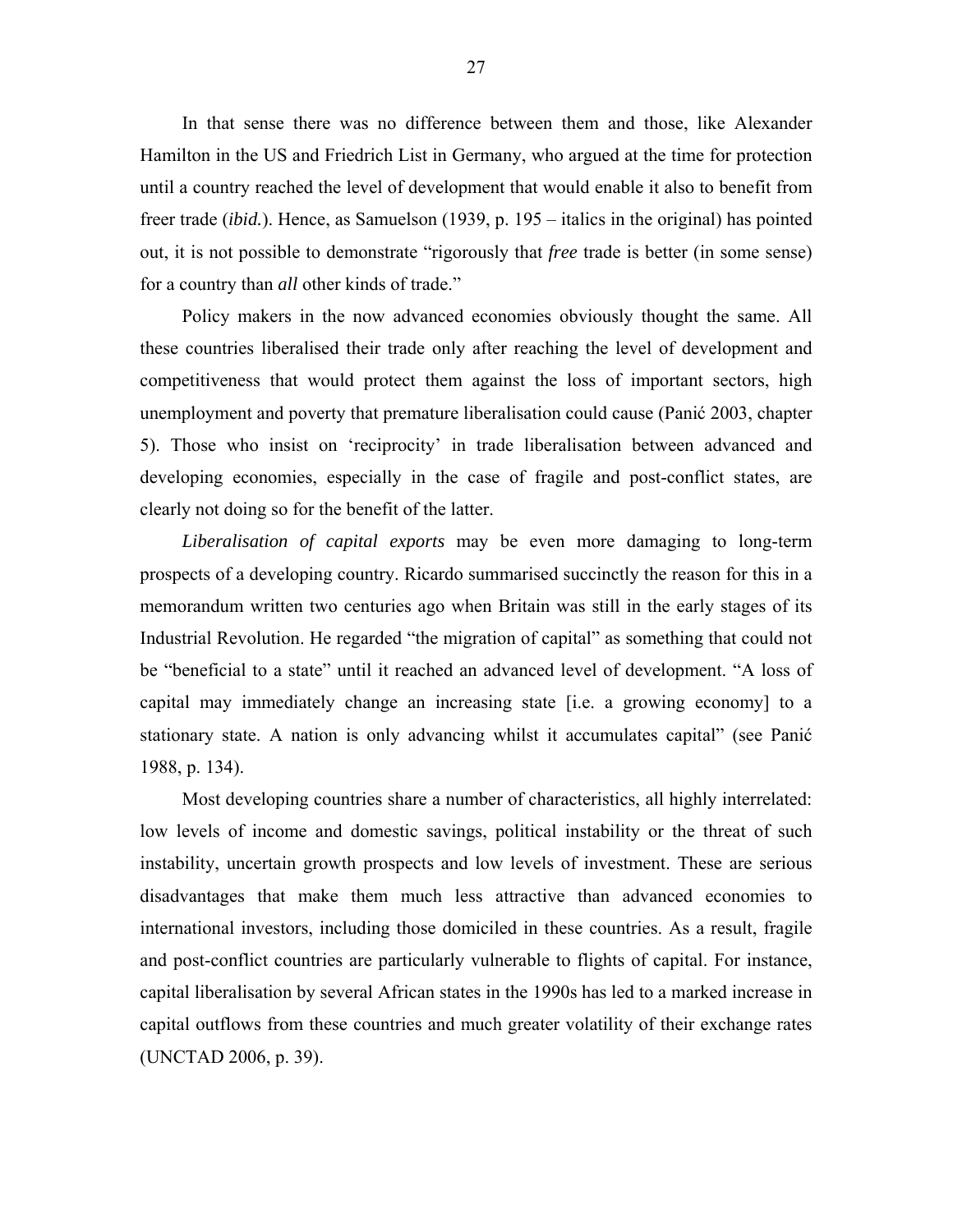In that sense there was no difference between them and those, like Alexander Hamilton in the US and Friedrich List in Germany, who argued at the time for protection until a country reached the level of development that would enable it also to benefit from freer trade (*ibid.*). Hence, as Samuelson (1939, p. 195 – italics in the original) has pointed out, it is not possible to demonstrate "rigorously that *free* trade is better (in some sense) for a country than *all* other kinds of trade."

Policy makers in the now advanced economies obviously thought the same. All these countries liberalised their trade only after reaching the level of development and competitiveness that would protect them against the loss of important sectors, high unemployment and poverty that premature liberalisation could cause (Panić 2003, chapter 5). Those who insist on 'reciprocity' in trade liberalisation between advanced and developing economies, especially in the case of fragile and post-conflict states, are clearly not doing so for the benefit of the latter.

*Liberalisation of capital exports* may be even more damaging to long-term prospects of a developing country. Ricardo summarised succinctly the reason for this in a memorandum written two centuries ago when Britain was still in the early stages of its Industrial Revolution. He regarded "the migration of capital" as something that could not be "beneficial to a state" until it reached an advanced level of development. "A loss of capital may immediately change an increasing state [i.e. a growing economy] to a stationary state. A nation is only advancing whilst it accumulates capital" (see Panić 1988, p. 134).

Most developing countries share a number of characteristics, all highly interrelated: low levels of income and domestic savings, political instability or the threat of such instability, uncertain growth prospects and low levels of investment. These are serious disadvantages that make them much less attractive than advanced economies to international investors, including those domiciled in these countries. As a result, fragile and post-conflict countries are particularly vulnerable to flights of capital. For instance, capital liberalisation by several African states in the 1990s has led to a marked increase in capital outflows from these countries and much greater volatility of their exchange rates (UNCTAD 2006, p. 39).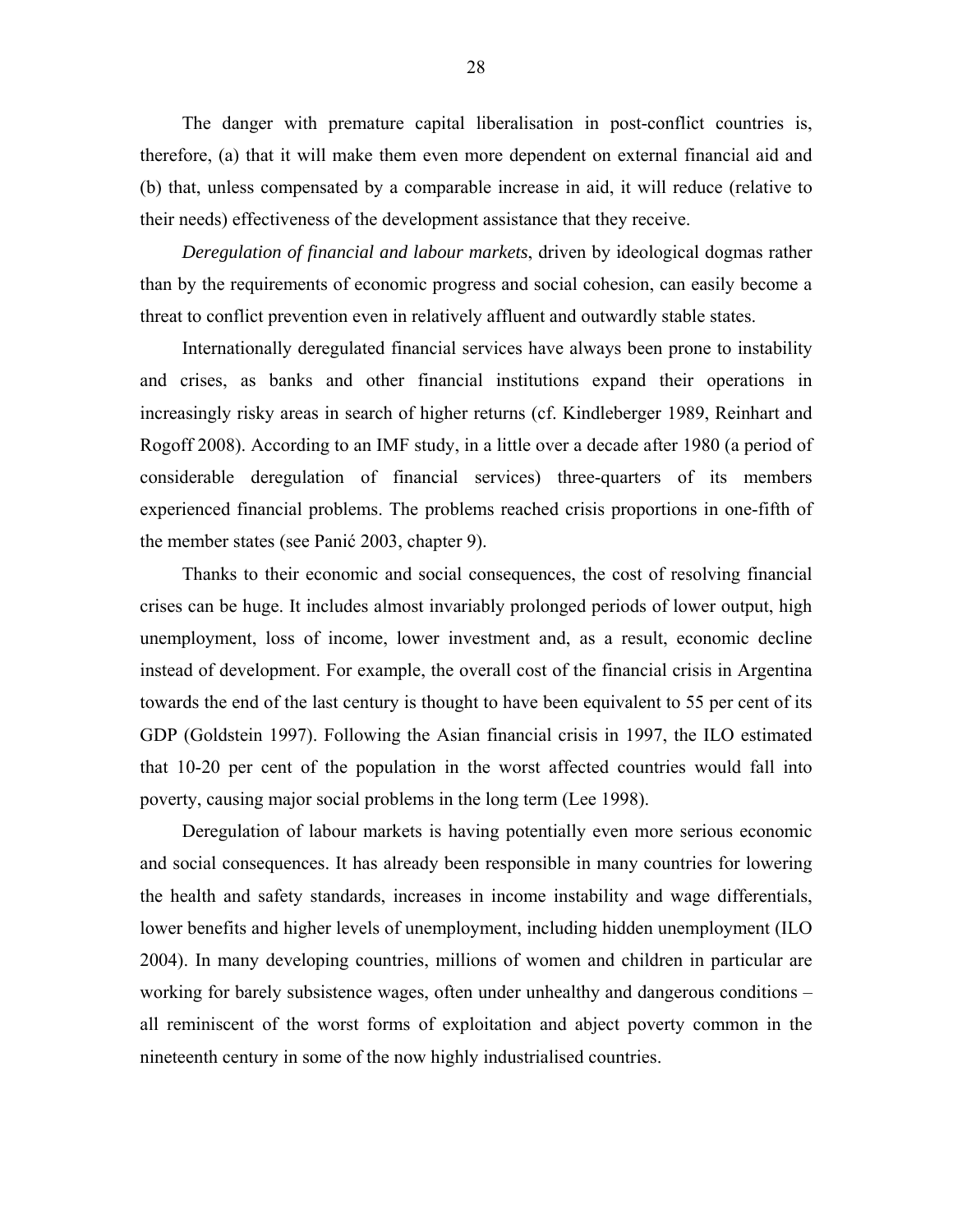The danger with premature capital liberalisation in post-conflict countries is, therefore, (a) that it will make them even more dependent on external financial aid and (b) that, unless compensated by a comparable increase in aid, it will reduce (relative to their needs) effectiveness of the development assistance that they receive.

*Deregulation of financial and labour markets*, driven by ideological dogmas rather than by the requirements of economic progress and social cohesion, can easily become a threat to conflict prevention even in relatively affluent and outwardly stable states.

Internationally deregulated financial services have always been prone to instability and crises, as banks and other financial institutions expand their operations in increasingly risky areas in search of higher returns (cf. Kindleberger 1989, Reinhart and Rogoff 2008). According to an IMF study, in a little over a decade after 1980 (a period of considerable deregulation of financial services) three-quarters of its members experienced financial problems. The problems reached crisis proportions in one-fifth of the member states (see Panić 2003, chapter 9).

Thanks to their economic and social consequences, the cost of resolving financial crises can be huge. It includes almost invariably prolonged periods of lower output, high unemployment, loss of income, lower investment and, as a result, economic decline instead of development. For example, the overall cost of the financial crisis in Argentina towards the end of the last century is thought to have been equivalent to 55 per cent of its GDP (Goldstein 1997). Following the Asian financial crisis in 1997, the ILO estimated that 10-20 per cent of the population in the worst affected countries would fall into poverty, causing major social problems in the long term (Lee 1998).

Deregulation of labour markets is having potentially even more serious economic and social consequences. It has already been responsible in many countries for lowering the health and safety standards, increases in income instability and wage differentials, lower benefits and higher levels of unemployment, including hidden unemployment (ILO 2004). In many developing countries, millions of women and children in particular are working for barely subsistence wages, often under unhealthy and dangerous conditions – all reminiscent of the worst forms of exploitation and abject poverty common in the nineteenth century in some of the now highly industrialised countries.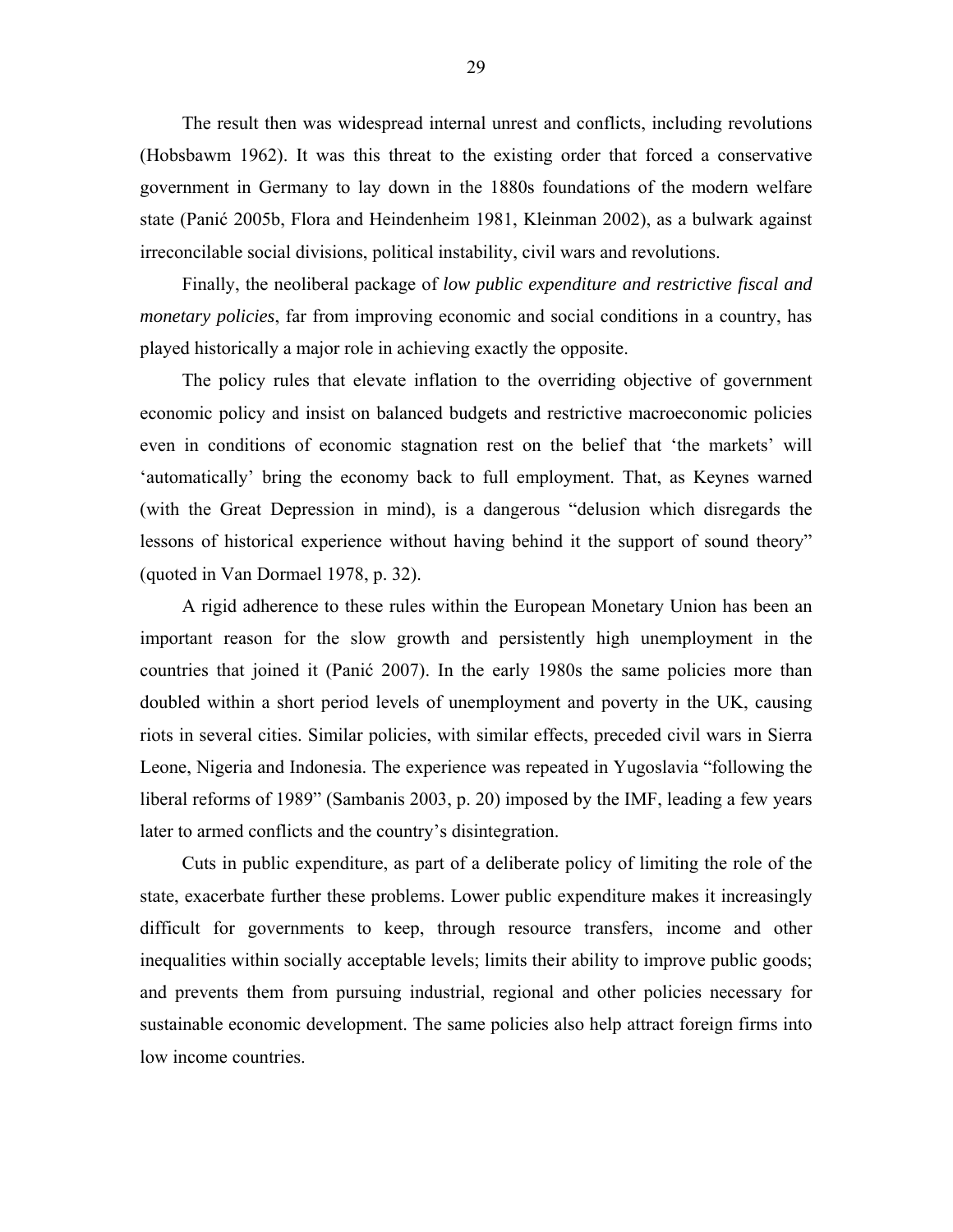The result then was widespread internal unrest and conflicts, including revolutions (Hobsbawm 1962). It was this threat to the existing order that forced a conservative government in Germany to lay down in the 1880s foundations of the modern welfare state (Panić 2005b, Flora and Heindenheim 1981, Kleinman 2002), as a bulwark against irreconcilable social divisions, political instability, civil wars and revolutions.

Finally, the neoliberal package of *low public expenditure and restrictive fiscal and monetary policies*, far from improving economic and social conditions in a country, has played historically a major role in achieving exactly the opposite.

The policy rules that elevate inflation to the overriding objective of government economic policy and insist on balanced budgets and restrictive macroeconomic policies even in conditions of economic stagnation rest on the belief that 'the markets' will 'automatically' bring the economy back to full employment. That, as Keynes warned (with the Great Depression in mind), is a dangerous "delusion which disregards the lessons of historical experience without having behind it the support of sound theory" (quoted in Van Dormael 1978, p. 32).

A rigid adherence to these rules within the European Monetary Union has been an important reason for the slow growth and persistently high unemployment in the countries that joined it (Panić 2007). In the early 1980s the same policies more than doubled within a short period levels of unemployment and poverty in the UK, causing riots in several cities. Similar policies, with similar effects, preceded civil wars in Sierra Leone, Nigeria and Indonesia. The experience was repeated in Yugoslavia "following the liberal reforms of 1989" (Sambanis 2003, p. 20) imposed by the IMF, leading a few years later to armed conflicts and the country's disintegration.

Cuts in public expenditure, as part of a deliberate policy of limiting the role of the state, exacerbate further these problems. Lower public expenditure makes it increasingly difficult for governments to keep, through resource transfers, income and other inequalities within socially acceptable levels; limits their ability to improve public goods; and prevents them from pursuing industrial, regional and other policies necessary for sustainable economic development. The same policies also help attract foreign firms into low income countries.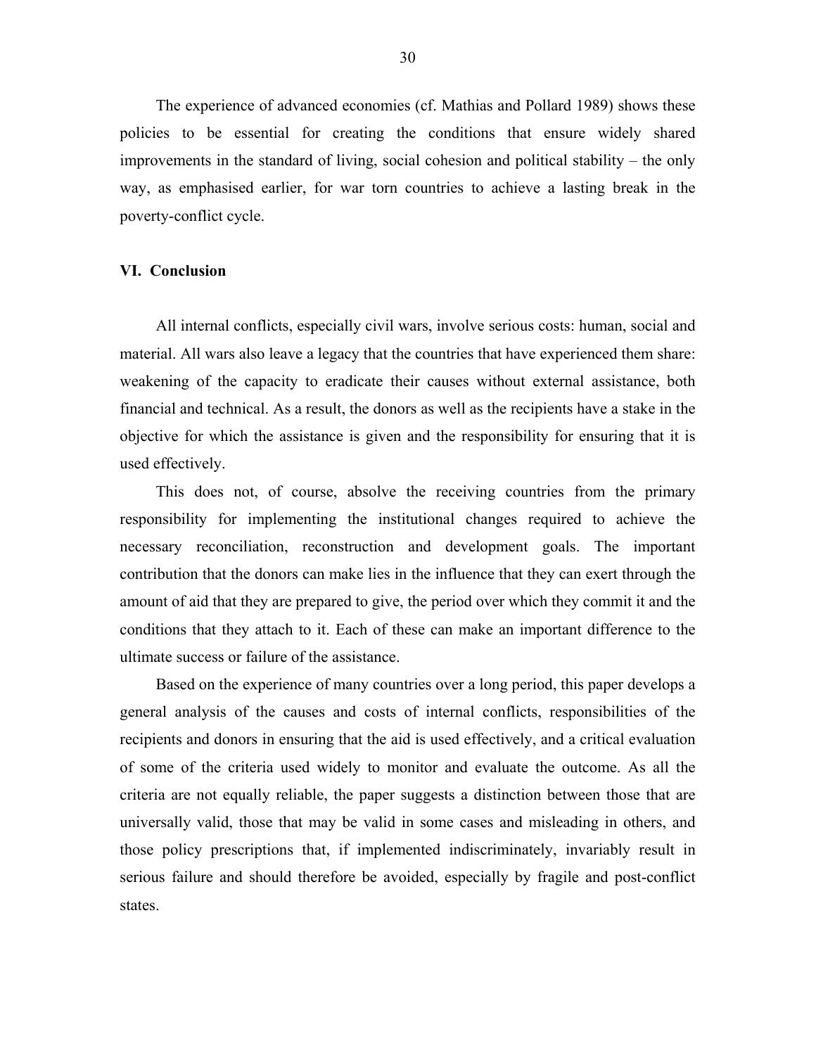The experience of advanced economies (cf. Mathias and Pollard 1989) shows these policies to be essential for creating the conditions that ensure widely shared improvements in the standard of living, social cohesion and political stability – the only way, as emphasised earlier, for war torn countries to achieve a lasting break in the poverty-conflict cycle.

## VI. Conclusion

All internal conflicts, especially civil wars, involve serious costs: human, social and material. All wars also leave a legacy that the countries that have experienced them share: weakening of the capacity to eradicate their causes without external assistance, both financial and technical. As a result, the donors as well as the recipients have a stake in the objective for which the assistance is given and the responsibility for ensuring that it is used effectively.

This does not, of course, absolve the receiving countries from the primary responsibility for implementing the institutional changes required to achieve the necessary reconciliation, reconstruction and development goals. The important contribution that the donors can make lies in the influence that they can exert through the amount of aid that they are prepared to give, the period over which they commit it and the conditions that they attach to it. Each of these can make an important difference to the ultimate success or failure of the assistance.

Based on the experience of many countries over a long period, this paper develops a general analysis of the causes and costs of internal conflicts, responsibilities of the recipients and donors in ensuring that the aid is used effectively, and a critical evaluation of some of the criteria used widely to monitor and evaluate the outcome. As all the criteria are not equally reliable, the paper suggests a distinction between those that are universally valid, those that may be valid in some cases and misleading in others, and those policy prescriptions that, if implemented indiscriminately, invariably result in serious failure and should therefore be avoided, especially by fragile and post-conflict states.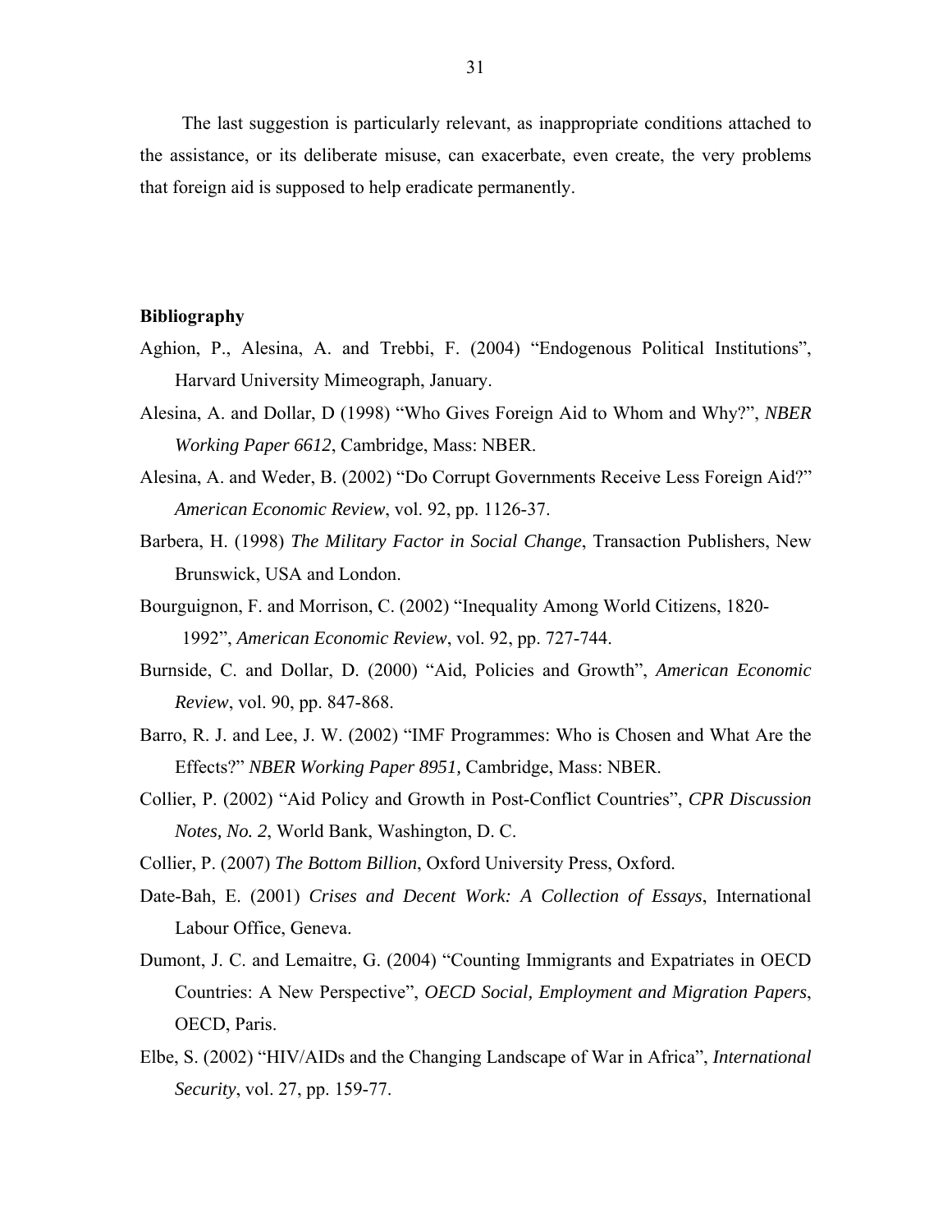The last suggestion is particularly relevant, as inappropriate conditions attached to the assistance, or its deliberate misuse, can exacerbate, even create, the very problems that foreign aid is supposed to help eradicate permanently.

### Bibliography

Aghion, P., Alesina, A. and Trebbi, F. (2004) "Endogenous Political Institutions", Harvard University Mimeograph, January.

Alesina, A. and Dollar, D (1998) "Who Gives Foreign Aid to Whom and Why?", *NBER Working Paper 6612*, Cambridge, Mass: NBER.

Alesina, A. and Weder, B. (2002) "Do Corrupt Governments Receive Less Foreign Aid?" *American Economic Review*, vol. 92, pp. 1126-37.

Barbera, H. (1998) *The Military Factor in Social Change*, Transaction Publishers, New Brunswick, USA and London.

Bourguignon, F. and Morrison, C. (2002) "Inequality Among World Citizens, 1820-1992", *American Economic Review*, vol. 92, pp. 727-744.

Burnside, C. and Dollar, D. (2000) "Aid, Policies and Growth", *American Economic Review*, vol. 90, pp. 847-868.

Barro, R. J. and Lee, J. W. (2002) "IMF Programmes: Who is Chosen and What Are the Effects?" *NBER Working Paper 8951,* Cambridge, Mass: NBER.

Collier, P. (2002) "Aid Policy and Growth in Post-Conflict Countries", *CPR Discussion Notes, No. 2*, World Bank, Washington, D. C.

Collier, P. (2007) *The Bottom Billion*, Oxford University Press, Oxford.

Date-Bah, E. (2001) *Crises and Decent Work: A Collection of Essays*, International Labour Office, Geneva.

Dumont, J. C. and Lemaitre, G. (2004) "Counting Immigrants and Expatriates in OECD Countries: A New Perspective", *OECD Social, Employment and Migration Papers*, OECD, Paris.

Elbe, S. (2002) "HIV/AIDs and the Changing Landscape of War in Africa", *International Security*, vol. 27, pp. 159-77.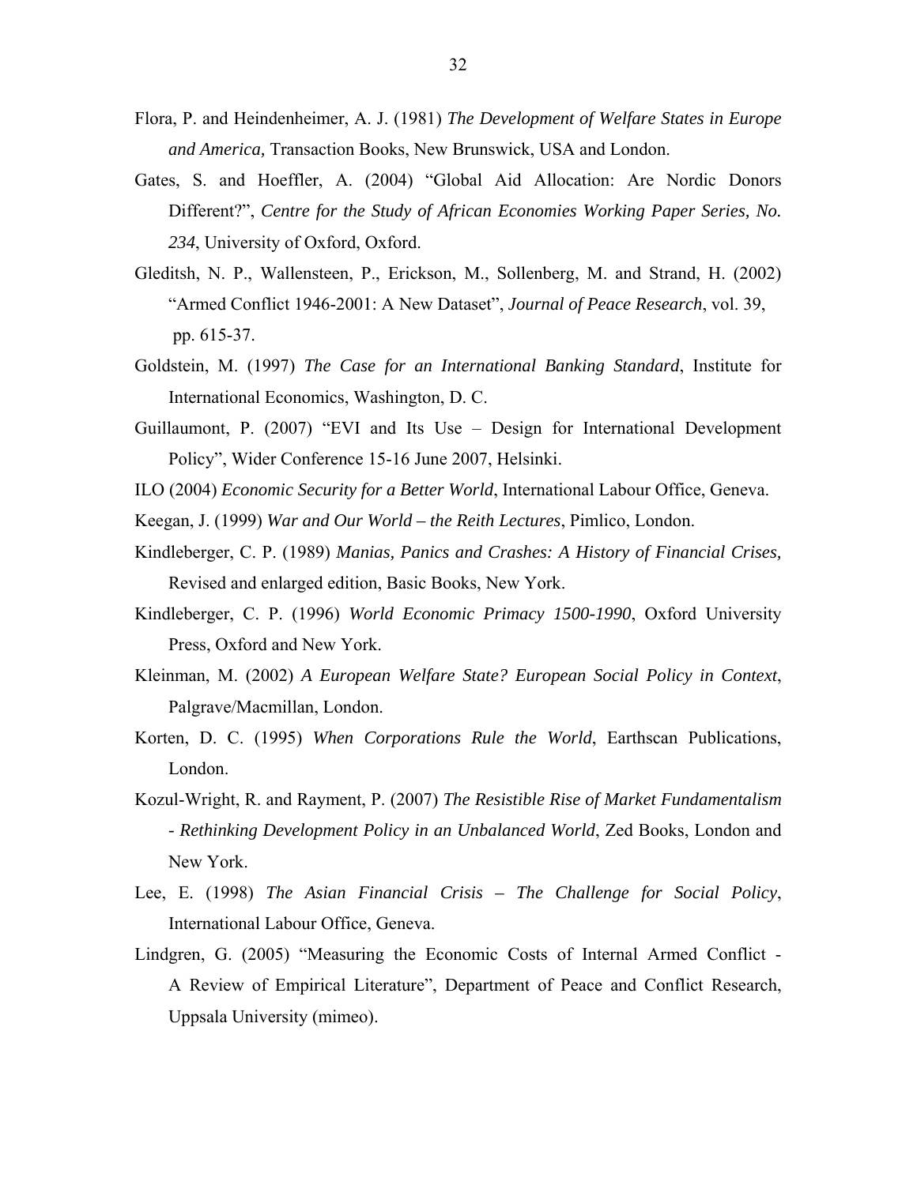Flora, P. and Heindenheimer, A. J. (1981) *The Development of Welfare States in Europe and America,* Transaction Books, New Brunswick, USA and London.

Gates, S. and Hoeffler, A. (2004) "Global Aid Allocation: Are Nordic Donors Different?", *Centre for the Study of African Economies Working Paper Series, No. 234*, University of Oxford, Oxford.

Gleditsh, N. P., Wallensteen, P., Erickson, M., Sollenberg, M. and Strand, H. (2002) "Armed Conflict 1946-2001: A New Dataset", *Journal of Peace Research*, vol. 39, pp. 615-37.

Goldstein, M. (1997) *The Case for an International Banking Standard*, Institute for International Economics, Washington, D. C.

Guillaumont, P. (2007) "EVI and Its Use – Design for International Development Policy", Wider Conference 15-16 June 2007, Helsinki.

ILO (2004) *Economic Security for a Better World*, International Labour Office, Geneva.

Keegan, J. (1999) *War and Our World – the Reith Lectures*, Pimlico, London.

Kindleberger, C. P. (1989) *Manias, Panics and Crashes: A History of Financial Crises,* Revised and enlarged edition, Basic Books, New York.

Kindleberger, C. P. (1996) *World Economic Primacy 1500-1990*, Oxford University Press, Oxford and New York.

Kleinman, M. (2002) *A European Welfare State? European Social Policy in Context*, Palgrave/Macmillan, London.

Korten, D. C. (1995) *When Corporations Rule the World*, Earthscan Publications, London.

Kozul-Wright, R. and Rayment, P. (2007) *The Resistible Rise of Market Fundamentalism - Rethinking Development Policy in an Unbalanced World*, Zed Books, London and New York.

Lee, E. (1998) *The Asian Financial Crisis – The Challenge for Social Policy*, International Labour Office, Geneva.

Lindgren, G. (2005) "Measuring the Economic Costs of Internal Armed Conflict - A Review of Empirical Literature", Department of Peace and Conflict Research, Uppsala University (mimeo).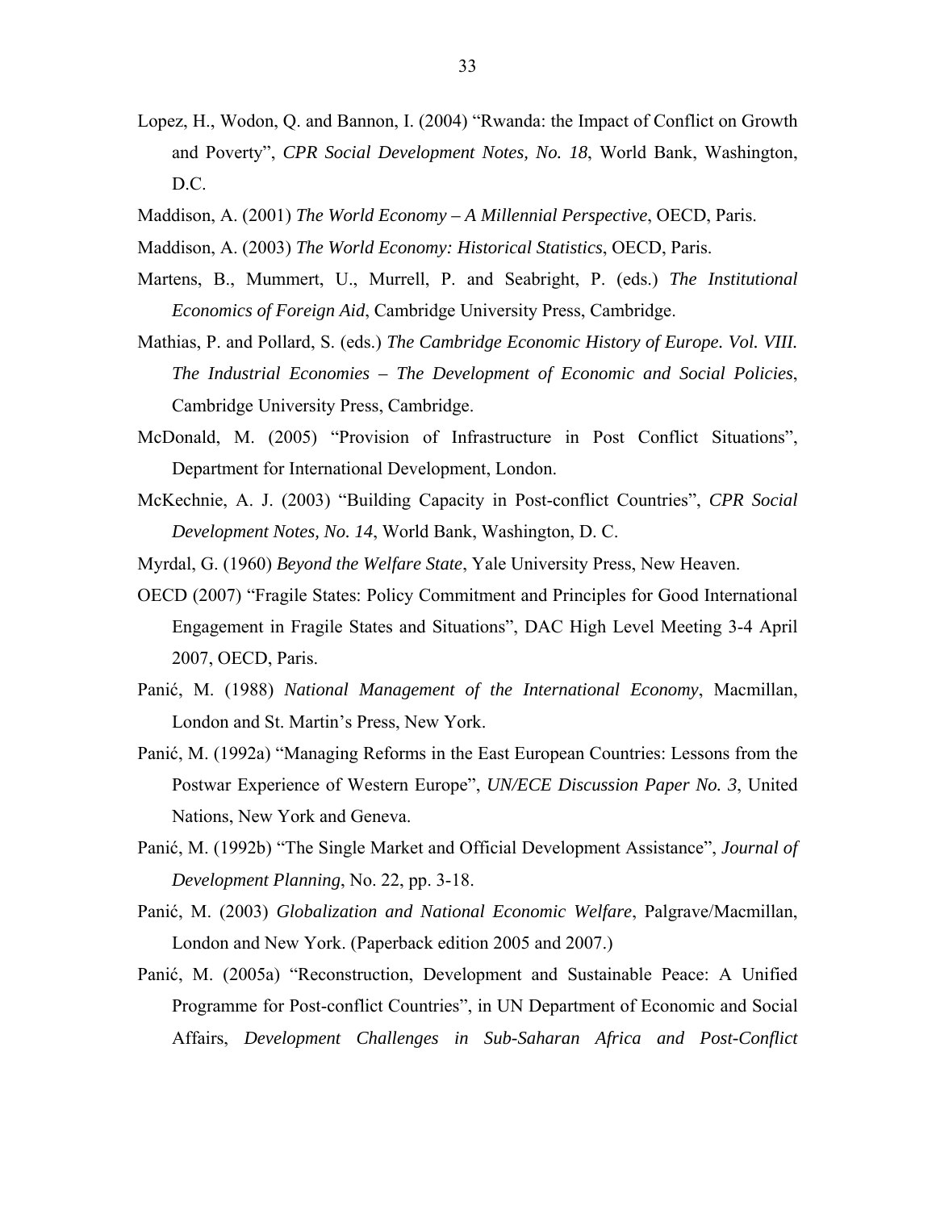Lopez, H., Wodon, Q. and Bannon, I. (2004) "Rwanda: the Impact of Conflict on Growth and Poverty", *CPR Social Development Notes, No. 18*, World Bank, Washington, D.C.

Maddison, A. (2001) *The World Economy – A Millennial Perspective*, OECD, Paris.

Maddison, A. (2003) *The World Economy: Historical Statistics*, OECD, Paris.

Martens, B., Mummert, U., Murrell, P. and Seabright, P. (eds.) *The Institutional Economics of Foreign Aid*, Cambridge University Press, Cambridge.

Mathias, P. and Pollard, S. (eds.) *The Cambridge Economic History of Europe. Vol. VIII. The Industrial Economies – The Development of Economic and Social Policies*, Cambridge University Press, Cambridge.

McDonald, M. (2005) "Provision of Infrastructure in Post Conflict Situations", Department for International Development, London.

McKechnie, A. J. (2003) "Building Capacity in Post-conflict Countries", *CPR Social Development Notes, No. 14*, World Bank, Washington, D. C.

Myrdal, G. (1960) *Beyond the Welfare State*, Yale University Press, New Heaven.

OECD (2007) "Fragile States: Policy Commitment and Principles for Good International Engagement in Fragile States and Situations", DAC High Level Meeting 3-4 April 2007, OECD, Paris.

Panić, M. (1988) *National Management of the International Economy*, Macmillan, London and St. Martin's Press, New York.

Panić, M. (1992a) "Managing Reforms in the East European Countries: Lessons from the Postwar Experience of Western Europe", *UN/ECE Discussion Paper No. 3*, United Nations, New York and Geneva.

Panić, M. (1992b) "The Single Market and Official Development Assistance", *Journal of Development Planning*, No. 22, pp. 3-18.

Panić, M. (2003) *Globalization and National Economic Welfare*, Palgrave/Macmillan, London and New York. (Paperback edition 2005 and 2007.)

Panić, M. (2005a) "Reconstruction, Development and Sustainable Peace: A Unified Programme for Post-conflict Countries", in UN Department of Economic and Social Affairs, *Development Challenges in Sub-Saharan Africa and Post-Conflict*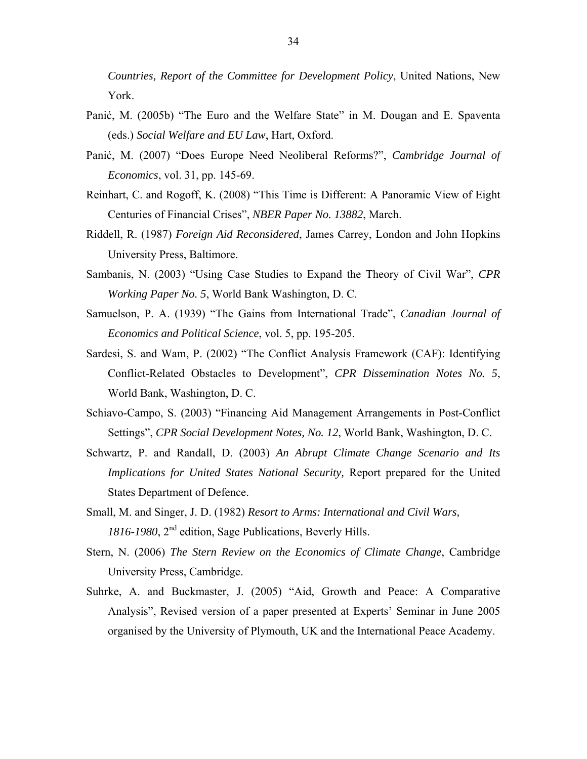*Countries, Report of the Committee for Development Policy*, United Nations, New York.

Panić, M. (2005b) "The Euro and the Welfare State" in M. Dougan and E. Spaventa (eds.) *Social Welfare and EU Law*, Hart, Oxford.

Panić, M. (2007) "Does Europe Need Neoliberal Reforms?", *Cambridge Journal of Economics*, vol. 31, pp. 145-69.

Reinhart, C. and Rogoff, K. (2008) "This Time is Different: A Panoramic View of Eight Centuries of Financial Crises", *NBER Paper No. 13882*, March.

Riddell, R. (1987) *Foreign Aid Reconsidered*, James Carrey, London and John Hopkins University Press, Baltimore.

Sambanis, N. (2003) "Using Case Studies to Expand the Theory of Civil War", *CPR Working Paper No. 5*, World Bank Washington, D. C.

Samuelson, P. A. (1939) "The Gains from International Trade", *Canadian Journal of Economics and Political Science*, vol. 5, pp. 195-205.

Sardesi, S. and Wam, P. (2002) "The Conflict Analysis Framework (CAF): Identifying Conflict-Related Obstacles to Development", *CPR Dissemination Notes No. 5*, World Bank, Washington, D. C.

Schiavo-Campo, S. (2003) "Financing Aid Management Arrangements in Post-Conflict Settings", *CPR Social Development Notes, No. 12*, World Bank, Washington, D. C.

Schwartz, P. and Randall, D. (2003) *An Abrupt Climate Change Scenario and Its Implications for United States National Security,* Report prepared for the United States Department of Defence.

Small, M. and Singer, J. D. (1982) *Resort to Arms: International and Civil Wars, 1816-1980*, 2nd edition, Sage Publications, Beverly Hills.

Stern, N. (2006) *The Stern Review on the Economics of Climate Change*, Cambridge University Press, Cambridge.

Suhrke, A. and Buckmaster, J. (2005) "Aid, Growth and Peace: A Comparative Analysis", Revised version of a paper presented at Experts' Seminar in June 2005 organised by the University of Plymouth, UK and the International Peace Academy.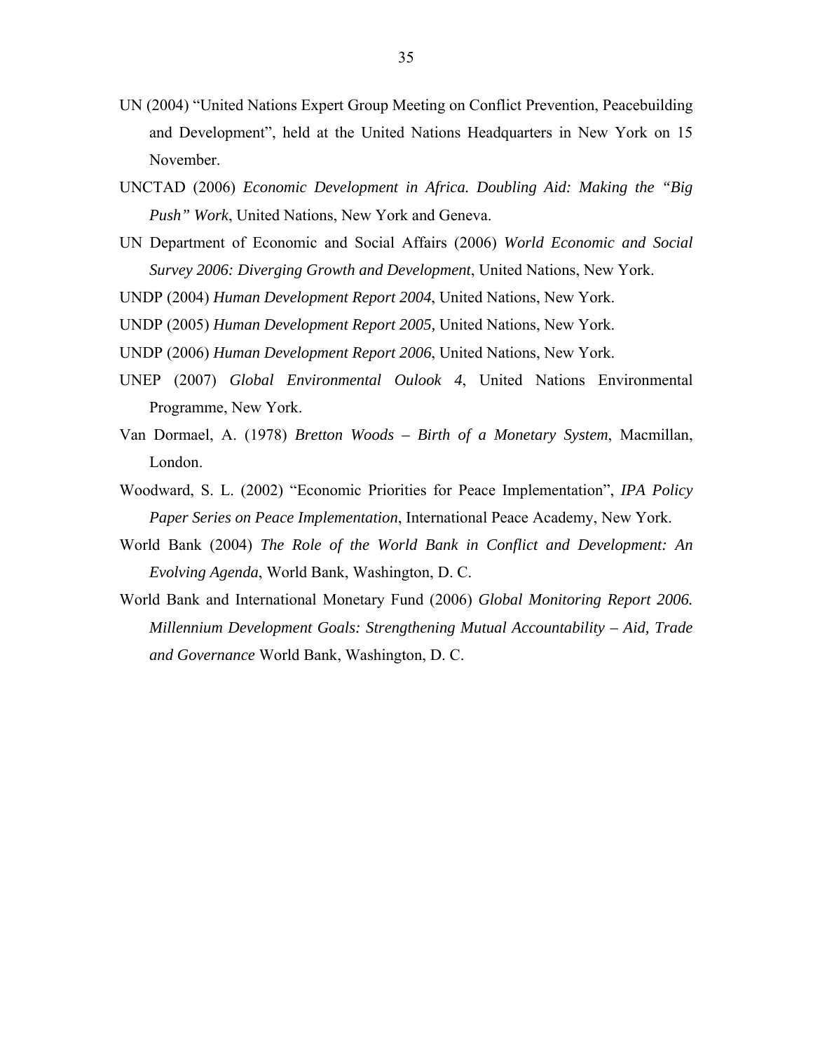UN (2004) "United Nations Expert Group Meeting on Conflict Prevention, Peacebuilding and Development", held at the United Nations Headquarters in New York on 15 November.

UNCTAD (2006) *Economic Development in Africa. Doubling Aid: Making the "Big Push" Work*, United Nations, New York and Geneva.

UN Department of Economic and Social Affairs (2006) *World Economic and Social Survey 2006: Diverging Growth and Development*, United Nations, New York.

UNDP (2004) *Human Development Report 2004*, United Nations, New York.

UNDP (2005) *Human Development Report 2005,* United Nations, New York.

UNDP (2006) *Human Development Report 2006*, United Nations, New York.

UNEP (2007) *Global Environmental Oulook 4*, United Nations Environmental Programme, New York.

Van Dormael, A. (1978) *Bretton Woods – Birth of a Monetary System*, Macmillan, London.

Woodward, S. L. (2002) "Economic Priorities for Peace Implementation", *IPA Policy Paper Series on Peace Implementation*, International Peace Academy, New York.

World Bank (2004) *The Role of the World Bank in Conflict and Development: An Evolving Agenda*, World Bank, Washington, D. C.

World Bank and International Monetary Fund (2006) *Global Monitoring Report 2006. Millennium Development Goals: Strengthening Mutual Accountability – Aid, Trade and Governance* World Bank, Washington, D. C.